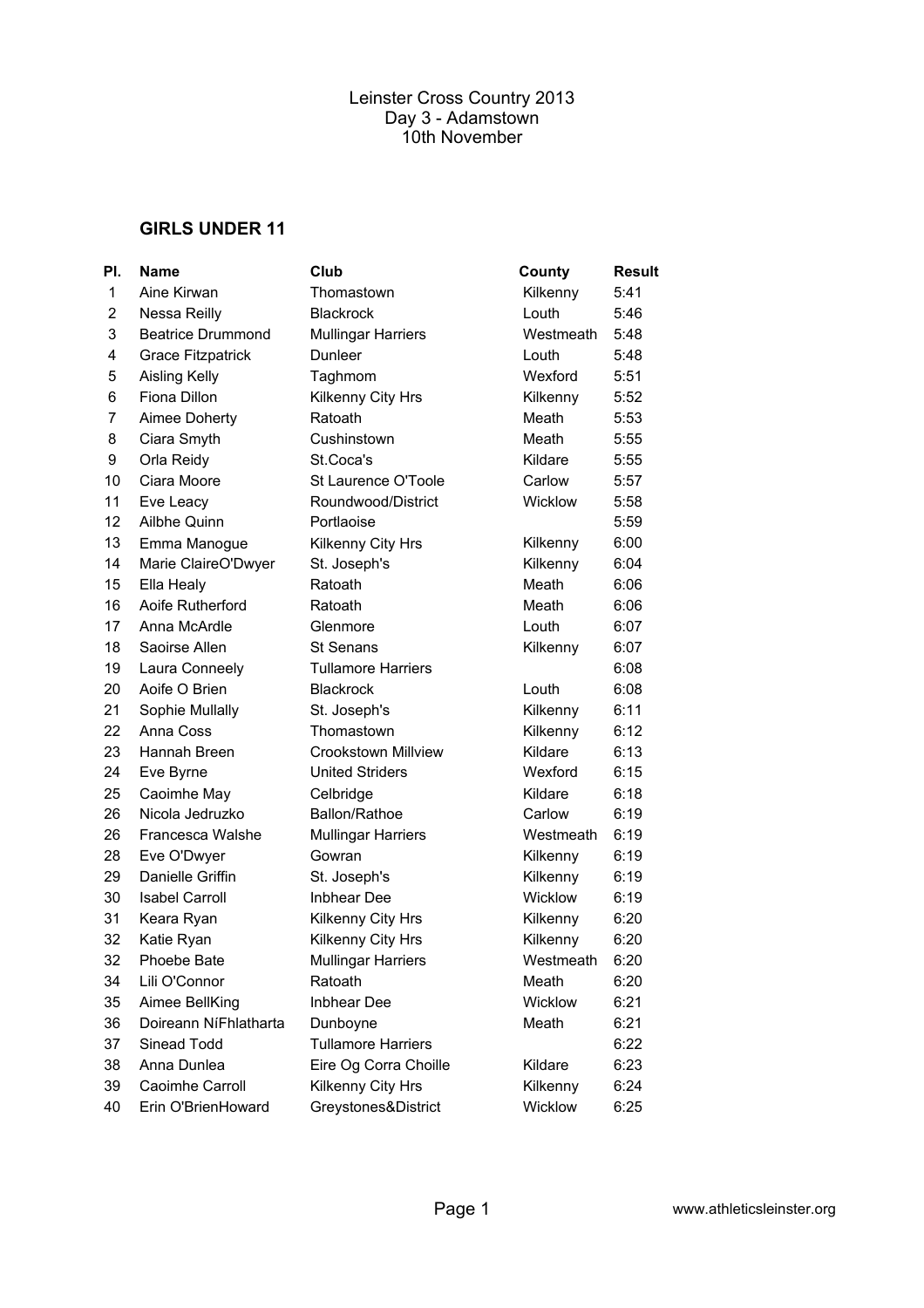Leinster Cross Country 2013
Day 3 - Adamstown
10th November

## GIRLS UNDER 11

| Pl. | Name | Club | County | Result |
|---|---|---|---|---|
| 1 | Aine Kirwan | Thomastown | Kilkenny | 5:41 |
| 2 | Nessa Reilly | Blackrock | Louth | 5:46 |
| 3 | Beatrice Drummond | Mullingar Harriers | Westmeath | 5:48 |
| 4 | Grace Fitzpatrick | Dunleer | Louth | 5:48 |
| 5 | Aisling Kelly | Taghmom | Wexford | 5:51 |
| 6 | Fiona Dillon | Kilkenny City Hrs | Kilkenny | 5:52 |
| 7 | Aimee Doherty | Ratoath | Meath | 5:53 |
| 8 | Ciara Smyth | Cushinstown | Meath | 5:55 |
| 9 | Orla Reidy | St.Coca's | Kildare | 5:55 |
| 10 | Ciara Moore | St Laurence O'Toole | Carlow | 5:57 |
| 11 | Eve Leacy | Roundwood/District | Wicklow | 5:58 |
| 12 | Ailbhe Quinn | Portlaoise | | 5:59 |
| 13 | Emma Manogue | Kilkenny City Hrs | Kilkenny | 6:00 |
| 14 | Marie ClaireO'Dwyer | St. Joseph's | Kilkenny | 6:04 |
| 15 | Ella Healy | Ratoath | Meath | 6:06 |
| 16 | Aoife Rutherford | Ratoath | Meath | 6:06 |
| 17 | Anna McArdle | Glenmore | Louth | 6:07 |
| 18 | Saoirse Allen | St Senans | Kilkenny | 6:07 |
| 19 | Laura Conneely | Tullamore Harriers | | 6:08 |
| 20 | Aoife O Brien | Blackrock | Louth | 6:08 |
| 21 | Sophie Mullally | St. Joseph's | Kilkenny | 6:11 |
| 22 | Anna Coss | Thomastown | Kilkenny | 6:12 |
| 23 | Hannah Breen | Crookstown Millview | Kildare | 6:13 |
| 24 | Eve Byrne | United Striders | Wexford | 6:15 |
| 25 | Caoimhe May | Celbridge | Kildare | 6:18 |
| 26 | Nicola Jedruzko | Ballon/Rathoe | Carlow | 6:19 |
| 26 | Francesca Walshe | Mullingar Harriers | Westmeath | 6:19 |
| 28 | Eve O'Dwyer | Gowran | Kilkenny | 6:19 |
| 29 | Danielle Griffin | St. Joseph's | Kilkenny | 6:19 |
| 30 | Isabel Carroll | Inbhear Dee | Wicklow | 6:19 |
| 31 | Keara Ryan | Kilkenny City Hrs | Kilkenny | 6:20 |
| 32 | Katie Ryan | Kilkenny City Hrs | Kilkenny | 6:20 |
| 32 | Phoebe Bate | Mullingar Harriers | Westmeath | 6:20 |
| 34 | Lili O'Connor | Ratoath | Meath | 6:20 |
| 35 | Aimee BellKing | Inbhear Dee | Wicklow | 6:21 |
| 36 | Doireann NíFhlatharta | Dunboyne | Meath | 6:21 |
| 37 | Sinead Todd | Tullamore Harriers | | 6:22 |
| 38 | Anna Dunlea | Eire Og Corra Choille | Kildare | 6:23 |
| 39 | Caoimhe Carroll | Kilkenny City Hrs | Kilkenny | 6:24 |
| 40 | Erin O'BrienHoward | Greystones&District | Wicklow | 6:25 |

www.athleticsleinster.org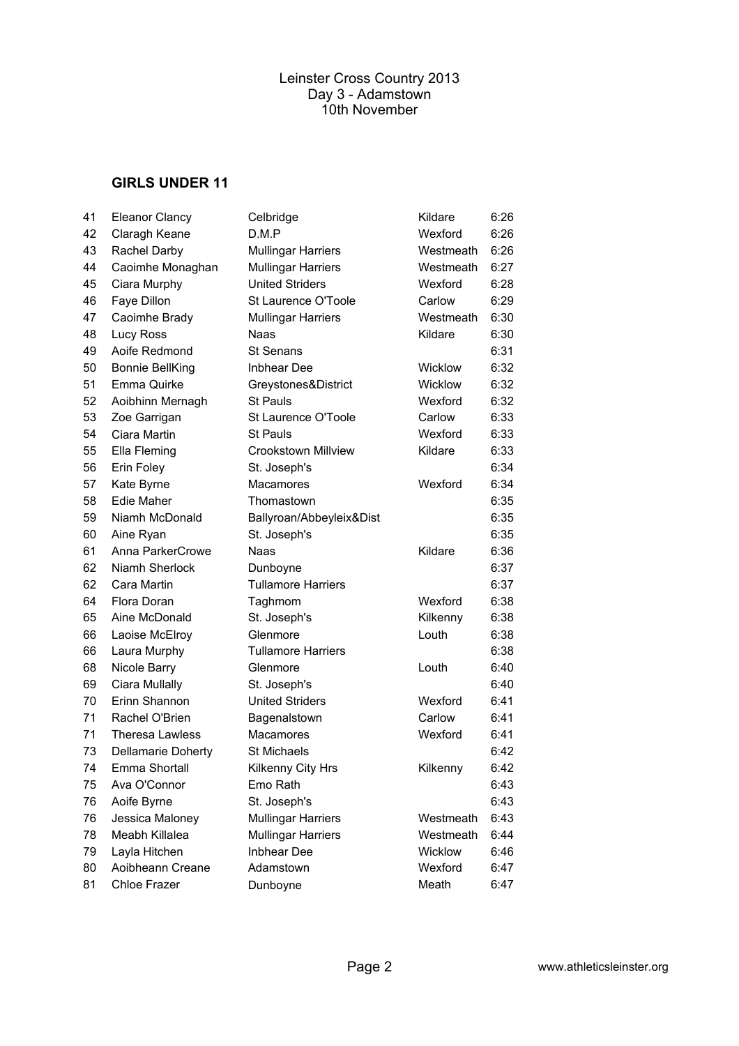Leinster Cross Country 2013
Day 3 - Adamstown
10th November

### GIRLS UNDER 11

| | | | | |
|---|---|---|---|---|
| 41 | Eleanor Clancy | Celbridge | Kildare | 6:26 |
| 42 | Claragh Keane | D.M.P | Wexford | 6:26 |
| 43 | Rachel Darby | Mullingar Harriers | Westmeath | 6:26 |
| 44 | Caoimhe Monaghan | Mullingar Harriers | Westmeath | 6:27 |
| 45 | Ciara Murphy | United Striders | Wexford | 6:28 |
| 46 | Faye Dillon | St Laurence O'Toole | Carlow | 6:29 |
| 47 | Caoimhe Brady | Mullingar Harriers | Westmeath | 6:30 |
| 48 | Lucy Ross | Naas | Kildare | 6:30 |
| 49 | Aoife Redmond | St Senans | | 6:31 |
| 50 | Bonnie BellKing | Inbhear Dee | Wicklow | 6:32 |
| 51 | Emma Quirke | Greystones&District | Wicklow | 6:32 |
| 52 | Aoibhinn Mernagh | St Pauls | Wexford | 6:32 |
| 53 | Zoe Garrigan | St Laurence O'Toole | Carlow | 6:33 |
| 54 | Ciara Martin | St Pauls | Wexford | 6:33 |
| 55 | Ella Fleming | Crookstown Millview | Kildare | 6:33 |
| 56 | Erin Foley | St. Joseph's | | 6:34 |
| 57 | Kate Byrne | Macamores | Wexford | 6:34 |
| 58 | Edie Maher | Thomastown | | 6:35 |
| 59 | Niamh McDonald | Ballyroan/Abbeyleix&Dist | | 6:35 |
| 60 | Aine Ryan | St. Joseph's | | 6:35 |
| 61 | Anna ParkerCrowe | Naas | Kildare | 6:36 |
| 62 | Niamh Sherlock | Dunboyne | | 6:37 |
| 62 | Cara Martin | Tullamore Harriers | | 6:37 |
| 64 | Flora Doran | Taghmom | Wexford | 6:38 |
| 65 | Aine McDonald | St. Joseph's | Kilkenny | 6:38 |
| 66 | Laoise McElroy | Glenmore | Louth | 6:38 |
| 66 | Laura Murphy | Tullamore Harriers | | 6:38 |
| 68 | Nicole Barry | Glenmore | Louth | 6:40 |
| 69 | Ciara Mullally | St. Joseph's | | 6:40 |
| 70 | Erinn Shannon | United Striders | Wexford | 6:41 |
| 71 | Rachel O'Brien | Bagenalstown | Carlow | 6:41 |
| 71 | Theresa Lawless | Macamores | Wexford | 6:41 |
| 73 | Dellamarie Doherty | St Michaels | | 6:42 |
| 74 | Emma Shortall | Kilkenny City Hrs | Kilkenny | 6:42 |
| 75 | Ava O'Connor | Emo Rath | | 6:43 |
| 76 | Aoife Byrne | St. Joseph's | | 6:43 |
| 76 | Jessica Maloney | Mullingar Harriers | Westmeath | 6:43 |
| 78 | Meabh Killalea | Mullingar Harriers | Westmeath | 6:44 |
| 79 | Layla Hitchen | Inbhear Dee | Wicklow | 6:46 |
| 80 | Aoibheann Creane | Adamstown | Wexford | 6:47 |
| 81 | Chloe Frazer | Dunboyne | Meath | 6:47 |

www.athleticsleinster.org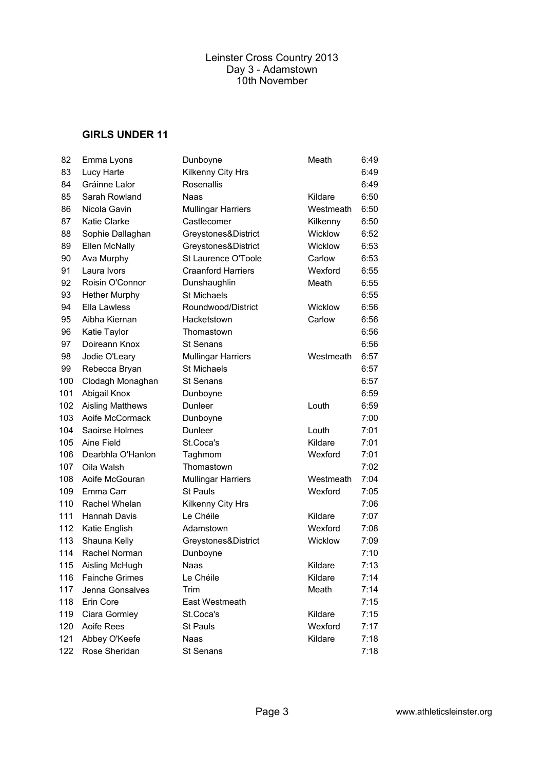Leinster Cross Country 2013
Day 3 - Adamstown
10th November

### GIRLS UNDER 11

| | | | | |
|---|---|---|---|---|
| 82 | Emma Lyons | Dunboyne | Meath | 6:49 |
| 83 | Lucy Harte | Kilkenny City Hrs | | 6:49 |
| 84 | Gráinne Lalor | Rosenallis | | 6:49 |
| 85 | Sarah Rowland | Naas | Kildare | 6:50 |
| 86 | Nicola Gavin | Mullingar Harriers | Westmeath | 6:50 |
| 87 | Katie Clarke | Castlecomer | Kilkenny | 6:50 |
| 88 | Sophie Dallaghan | Greystones&District | Wicklow | 6:52 |
| 89 | Ellen McNally | Greystones&District | Wicklow | 6:53 |
| 90 | Ava Murphy | St Laurence O'Toole | Carlow | 6:53 |
| 91 | Laura Ivors | Craanford Harriers | Wexford | 6:55 |
| 92 | Roisin O'Connor | Dunshaughlin | Meath | 6:55 |
| 93 | Hether Murphy | St Michaels | | 6:55 |
| 94 | Ella Lawless | Roundwood/District | Wicklow | 6:56 |
| 95 | Aibha Kiernan | Hacketstown | Carlow | 6:56 |
| 96 | Katie Taylor | Thomastown | | 6:56 |
| 97 | Doireann Knox | St Senans | | 6:56 |
| 98 | Jodie O'Leary | Mullingar Harriers | Westmeath | 6:57 |
| 99 | Rebecca Bryan | St Michaels | | 6:57 |
| 100 | Clodagh Monaghan | St Senans | | 6:57 |
| 101 | Abigail Knox | Dunboyne | | 6:59 |
| 102 | Aisling Matthews | Dunleer | Louth | 6:59 |
| 103 | Aoife McCormack | Dunboyne | | 7:00 |
| 104 | Saoirse Holmes | Dunleer | Louth | 7:01 |
| 105 | Aine Field | St.Coca's | Kildare | 7:01 |
| 106 | Dearbhla O'Hanlon | Taghmom | Wexford | 7:01 |
| 107 | Oila Walsh | Thomastown | | 7:02 |
| 108 | Aoife McGouran | Mullingar Harriers | Westmeath | 7:04 |
| 109 | Emma Carr | St Pauls | Wexford | 7:05 |
| 110 | Rachel Whelan | Kilkenny City Hrs | | 7:06 |
| 111 | Hannah Davis | Le Chéile | Kildare | 7:07 |
| 112 | Katie English | Adamstown | Wexford | 7:08 |
| 113 | Shauna Kelly | Greystones&District | Wicklow | 7:09 |
| 114 | Rachel Norman | Dunboyne | | 7:10 |
| 115 | Aisling McHugh | Naas | Kildare | 7:13 |
| 116 | Fainche Grimes | Le Chéile | Kildare | 7:14 |
| 117 | Jenna Gonsalves | Trim | Meath | 7:14 |
| 118 | Erin Core | East Westmeath | | 7:15 |
| 119 | Ciara Gormley | St.Coca's | Kildare | 7:15 |
| 120 | Aoife Rees | St Pauls | Wexford | 7:17 |
| 121 | Abbey O'Keefe | Naas | Kildare | 7:18 |
| 122 | Rose Sheridan | St Senans | | 7:18 |

www.athleticsleinster.org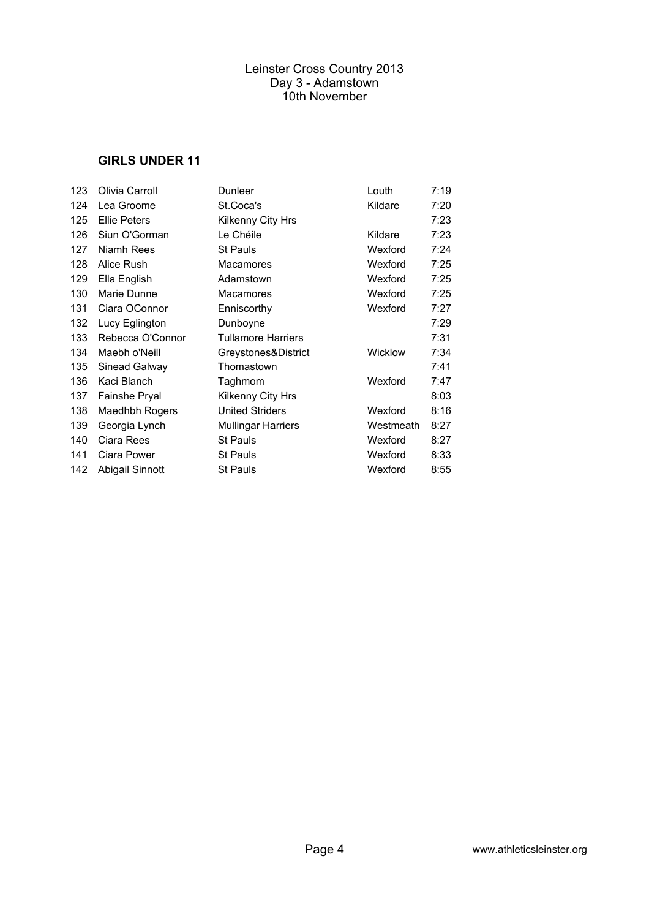Leinster Cross Country 2013
Day 3 - Adamstown
10th November

## GIRLS UNDER 11

| | | | | |
|---|---|---|---|---|
| 123 | Olivia Carroll | Dunleer | Louth | 7:19 |
| 124 | Lea Groome | St.Coca's | Kildare | 7:20 |
| 125 | Ellie Peters | Kilkenny City Hrs | | 7:23 |
| 126 | Siun O'Gorman | Le Chéile | Kildare | 7:23 |
| 127 | Niamh Rees | St Pauls | Wexford | 7:24 |
| 128 | Alice Rush | Macamores | Wexford | 7:25 |
| 129 | Ella English | Adamstown | Wexford | 7:25 |
| 130 | Marie Dunne | Macamores | Wexford | 7:25 |
| 131 | Ciara OConnor | Enniscorthy | Wexford | 7:27 |
| 132 | Lucy Eglington | Dunboyne | | 7:29 |
| 133 | Rebecca O'Connor | Tullamore Harriers | | 7:31 |
| 134 | Maebh o'Neill | Greystones&District | Wicklow | 7:34 |
| 135 | Sinead Galway | Thomastown | | 7:41 |
| 136 | Kaci Blanch | Taghmom | Wexford | 7:47 |
| 137 | Fainshe Pryal | Kilkenny City Hrs | | 8:03 |
| 138 | Maedhbh Rogers | United Striders | Wexford | 8:16 |
| 139 | Georgia Lynch | Mullingar Harriers | Westmeath | 8:27 |
| 140 | Ciara Rees | St Pauls | Wexford | 8:27 |
| 141 | Ciara Power | St Pauls | Wexford | 8:33 |
| 142 | Abigail Sinnott | St Pauls | Wexford | 8:55 |

www.athleticsleinster.org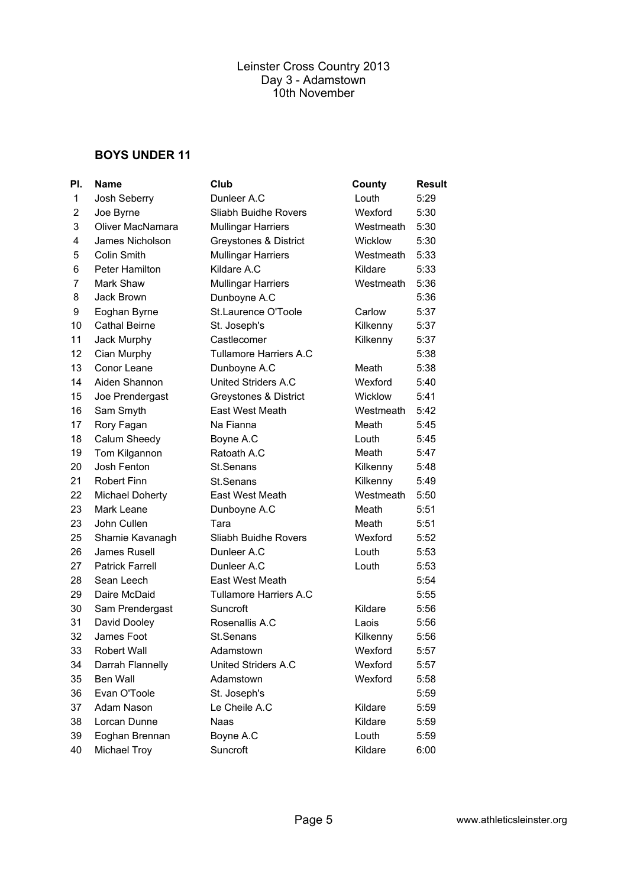Leinster Cross Country 2013
Day 3 - Adamstown
10th November

### BOYS UNDER 11

| Pl. | Name | Club | County | Result |
|---|---|---|---|---|
| 1 | Josh Seberry | Dunleer A.C | Louth | 5:29 |
| 2 | Joe Byrne | Sliabh Buidhe Rovers | Wexford | 5:30 |
| 3 | Oliver MacNamara | Mullingar Harriers | Westmeath | 5:30 |
| 4 | James Nicholson | Greystones & District | Wicklow | 5:30 |
| 5 | Colin Smith | Mullingar Harriers | Westmeath | 5:33 |
| 6 | Peter Hamilton | Kildare A.C | Kildare | 5:33 |
| 7 | Mark Shaw | Mullingar Harriers | Westmeath | 5:36 |
| 8 | Jack Brown | Dunboyne A.C | | 5:36 |
| 9 | Eoghan Byrne | St.Laurence O'Toole | Carlow | 5:37 |
| 10 | Cathal Beirne | St. Joseph's | Kilkenny | 5:37 |
| 11 | Jack Murphy | Castlecomer | Kilkenny | 5:37 |
| 12 | Cian Murphy | Tullamore Harriers A.C | | 5:38 |
| 13 | Conor Leane | Dunboyne A.C | Meath | 5:38 |
| 14 | Aiden Shannon | United Striders A.C | Wexford | 5:40 |
| 15 | Joe Prendergast | Greystones & District | Wicklow | 5:41 |
| 16 | Sam Smyth | East West Meath | Westmeath | 5:42 |
| 17 | Rory Fagan | Na Fianna | Meath | 5:45 |
| 18 | Calum Sheedy | Boyne A.C | Louth | 5:45 |
| 19 | Tom Kilgannon | Ratoath A.C | Meath | 5:47 |
| 20 | Josh Fenton | St.Senans | Kilkenny | 5:48 |
| 21 | Robert Finn | St.Senans | Kilkenny | 5:49 |
| 22 | Michael Doherty | East West Meath | Westmeath | 5:50 |
| 23 | Mark Leane | Dunboyne A.C | Meath | 5:51 |
| 23 | John Cullen | Tara | Meath | 5:51 |
| 25 | Shamie Kavanagh | Sliabh Buidhe Rovers | Wexford | 5:52 |
| 26 | James Rusell | Dunleer A.C | Louth | 5:53 |
| 27 | Patrick Farrell | Dunleer A.C | Louth | 5:53 |
| 28 | Sean Leech | East West Meath | | 5:54 |
| 29 | Daire McDaid | Tullamore Harriers A.C | | 5:55 |
| 30 | Sam Prendergast | Suncroft | Kildare | 5:56 |
| 31 | David Dooley | Rosenallis A.C | Laois | 5:56 |
| 32 | James Foot | St.Senans | Kilkenny | 5:56 |
| 33 | Robert Wall | Adamstown | Wexford | 5:57 |
| 34 | Darrah Flannelly | United Striders A.C | Wexford | 5:57 |
| 35 | Ben Wall | Adamstown | Wexford | 5:58 |
| 36 | Evan O'Toole | St. Joseph's | | 5:59 |
| 37 | Adam Nason | Le Cheile A.C | Kildare | 5:59 |
| 38 | Lorcan Dunne | Naas | Kildare | 5:59 |
| 39 | Eoghan Brennan | Boyne A.C | Louth | 5:59 |
| 40 | Michael Troy | Suncroft | Kildare | 6:00 |

www.athleticsleinster.org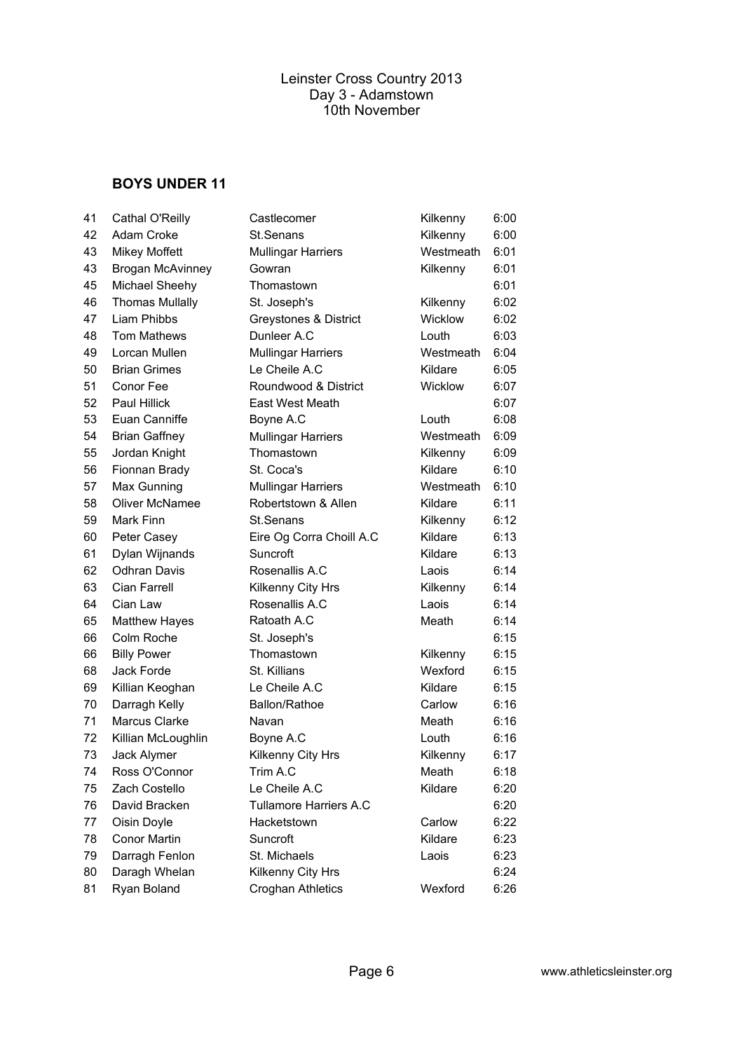Leinster Cross Country 2013
Day 3 - Adamstown
10th November

### BOYS UNDER 11

| | | | | |
|---|---|---|---|---|
| 41 | Cathal O'Reilly | Castlecomer | Kilkenny | 6:00 |
| 42 | Adam Croke | St.Senans | Kilkenny | 6:00 |
| 43 | Mikey Moffett | Mullingar Harriers | Westmeath | 6:01 |
| 43 | Brogan McAvinney | Gowran | Kilkenny | 6:01 |
| 45 | Michael Sheehy | Thomastown | | 6:01 |
| 46 | Thomas Mullally | St. Joseph's | Kilkenny | 6:02 |
| 47 | Liam Phibbs | Greystones & District | Wicklow | 6:02 |
| 48 | Tom Mathews | Dunleer A.C | Louth | 6:03 |
| 49 | Lorcan Mullen | Mullingar Harriers | Westmeath | 6:04 |
| 50 | Brian Grimes | Le Cheile A.C | Kildare | 6:05 |
| 51 | Conor Fee | Roundwood & District | Wicklow | 6:07 |
| 52 | Paul Hillick | East West Meath | | 6:07 |
| 53 | Euan Canniffe | Boyne A.C | Louth | 6:08 |
| 54 | Brian Gaffney | Mullingar Harriers | Westmeath | 6:09 |
| 55 | Jordan Knight | Thomastown | Kilkenny | 6:09 |
| 56 | Fionnan Brady | St. Coca's | Kildare | 6:10 |
| 57 | Max Gunning | Mullingar Harriers | Westmeath | 6:10 |
| 58 | Oliver McNamee | Robertstown & Allen | Kildare | 6:11 |
| 59 | Mark Finn | St.Senans | Kilkenny | 6:12 |
| 60 | Peter Casey | Eire Og Corra Choill A.C | Kildare | 6:13 |
| 61 | Dylan Wijnands | Suncroft | Kildare | 6:13 |
| 62 | Odhran Davis | Rosenallis A.C | Laois | 6:14 |
| 63 | Cian Farrell | Kilkenny City Hrs | Kilkenny | 6:14 |
| 64 | Cian Law | Rosenallis A.C | Laois | 6:14 |
| 65 | Matthew Hayes | Ratoath A.C | Meath | 6:14 |
| 66 | Colm Roche | St. Joseph's | | 6:15 |
| 66 | Billy Power | Thomastown | Kilkenny | 6:15 |
| 68 | Jack Forde | St. Killians | Wexford | 6:15 |
| 69 | Killian Keoghan | Le Cheile A.C | Kildare | 6:15 |
| 70 | Darragh Kelly | Ballon/Rathoe | Carlow | 6:16 |
| 71 | Marcus Clarke | Navan | Meath | 6:16 |
| 72 | Killian McLoughlin | Boyne A.C | Louth | 6:16 |
| 73 | Jack Alymer | Kilkenny City Hrs | Kilkenny | 6:17 |
| 74 | Ross O'Connor | Trim A.C | Meath | 6:18 |
| 75 | Zach Costello | Le Cheile A.C | Kildare | 6:20 |
| 76 | David Bracken | Tullamore Harriers A.C | | 6:20 |
| 77 | Oisin Doyle | Hacketstown | Carlow | 6:22 |
| 78 | Conor Martin | Suncroft | Kildare | 6:23 |
| 79 | Darragh Fenlon | St. Michaels | Laois | 6:23 |
| 80 | Daragh Whelan | Kilkenny City Hrs | | 6:24 |
| 81 | Ryan Boland | Croghan Athletics | Wexford | 6:26 |

www.athleticsleinster.org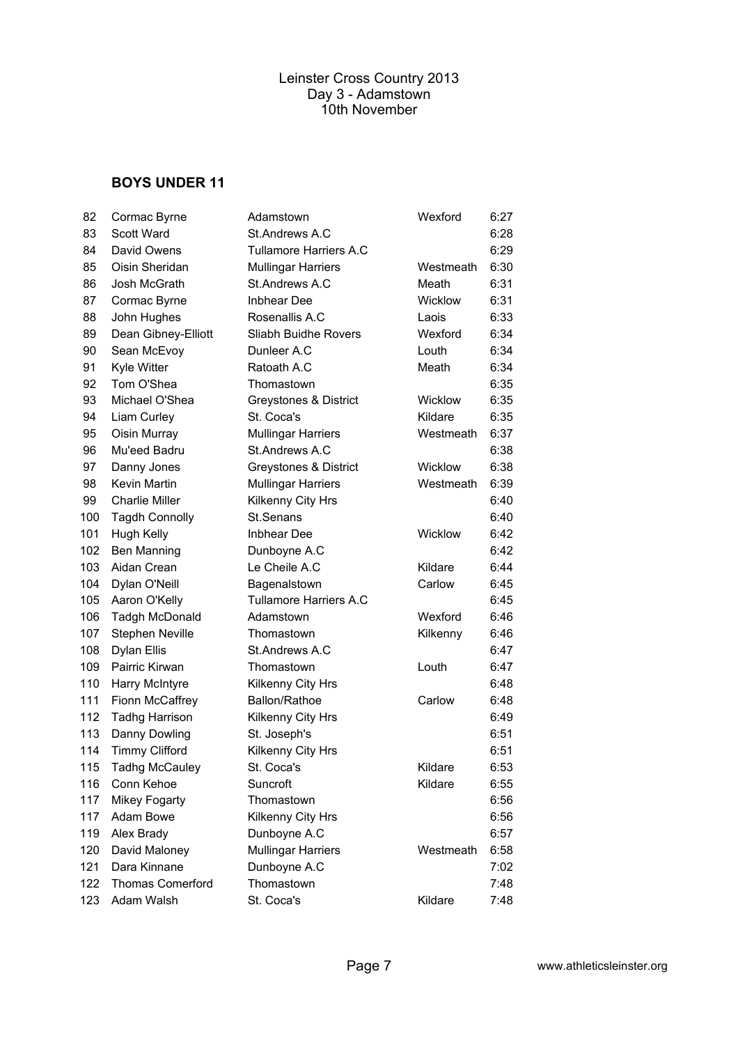Leinster Cross Country 2013
Day 3 - Adamstown
10th November

### BOYS UNDER 11

| | | | | |
|---|---|---|---|---|
| 82 | Cormac Byrne | Adamstown | Wexford | 6:27 |
| 83 | Scott Ward | St.Andrews A.C | | 6:28 |
| 84 | David Owens | Tullamore Harriers A.C | | 6:29 |
| 85 | Oisin Sheridan | Mullingar Harriers | Westmeath | 6:30 |
| 86 | Josh McGrath | St.Andrews A.C | Meath | 6:31 |
| 87 | Cormac Byrne | Inbhear Dee | Wicklow | 6:31 |
| 88 | John Hughes | Rosenallis A.C | Laois | 6:33 |
| 89 | Dean Gibney-Elliott | Sliabh Buidhe Rovers | Wexford | 6:34 |
| 90 | Sean McEvoy | Dunleer A.C | Louth | 6:34 |
| 91 | Kyle Witter | Ratoath A.C | Meath | 6:34 |
| 92 | Tom O'Shea | Thomastown | | 6:35 |
| 93 | Michael O'Shea | Greystones & District | Wicklow | 6:35 |
| 94 | Liam Curley | St. Coca's | Kildare | 6:35 |
| 95 | Oisin Murray | Mullingar Harriers | Westmeath | 6:37 |
| 96 | Mu'eed Badru | St.Andrews A.C | | 6:38 |
| 97 | Danny Jones | Greystones & District | Wicklow | 6:38 |
| 98 | Kevin Martin | Mullingar Harriers | Westmeath | 6:39 |
| 99 | Charlie Miller | Kilkenny City Hrs | | 6:40 |
| 100 | Tagdh Connolly | St.Senans | | 6:40 |
| 101 | Hugh Kelly | Inbhear Dee | Wicklow | 6:42 |
| 102 | Ben Manning | Dunboyne A.C | | 6:42 |
| 103 | Aidan Crean | Le Cheile A.C | Kildare | 6:44 |
| 104 | Dylan O'Neill | Bagenalstown | Carlow | 6:45 |
| 105 | Aaron O'Kelly | Tullamore Harriers A.C | | 6:45 |
| 106 | Tadgh McDonald | Adamstown | Wexford | 6:46 |
| 107 | Stephen Neville | Thomastown | Kilkenny | 6:46 |
| 108 | Dylan Ellis | St.Andrews A.C | | 6:47 |
| 109 | Pairric Kirwan | Thomastown | Louth | 6:47 |
| 110 | Harry McIntyre | Kilkenny City Hrs | | 6:48 |
| 111 | Fionn McCaffrey | Ballon/Rathoe | Carlow | 6:48 |
| 112 | Tadhg Harrison | Kilkenny City Hrs | | 6:49 |
| 113 | Danny Dowling | St. Joseph's | | 6:51 |
| 114 | Timmy Clifford | Kilkenny City Hrs | | 6:51 |
| 115 | Tadhg McCauley | St. Coca's | Kildare | 6:53 |
| 116 | Conn Kehoe | Suncroft | Kildare | 6:55 |
| 117 | Mikey Fogarty | Thomastown | | 6:56 |
| 117 | Adam Bowe | Kilkenny City Hrs | | 6:56 |
| 119 | Alex Brady | Dunboyne A.C | | 6:57 |
| 120 | David Maloney | Mullingar Harriers | Westmeath | 6:58 |
| 121 | Dara Kinnane | Dunboyne A.C | | 7:02 |
| 122 | Thomas Comerford | Thomastown | | 7:48 |
| 123 | Adam Walsh | St. Coca's | Kildare | 7:48 |

www.athleticsleinster.org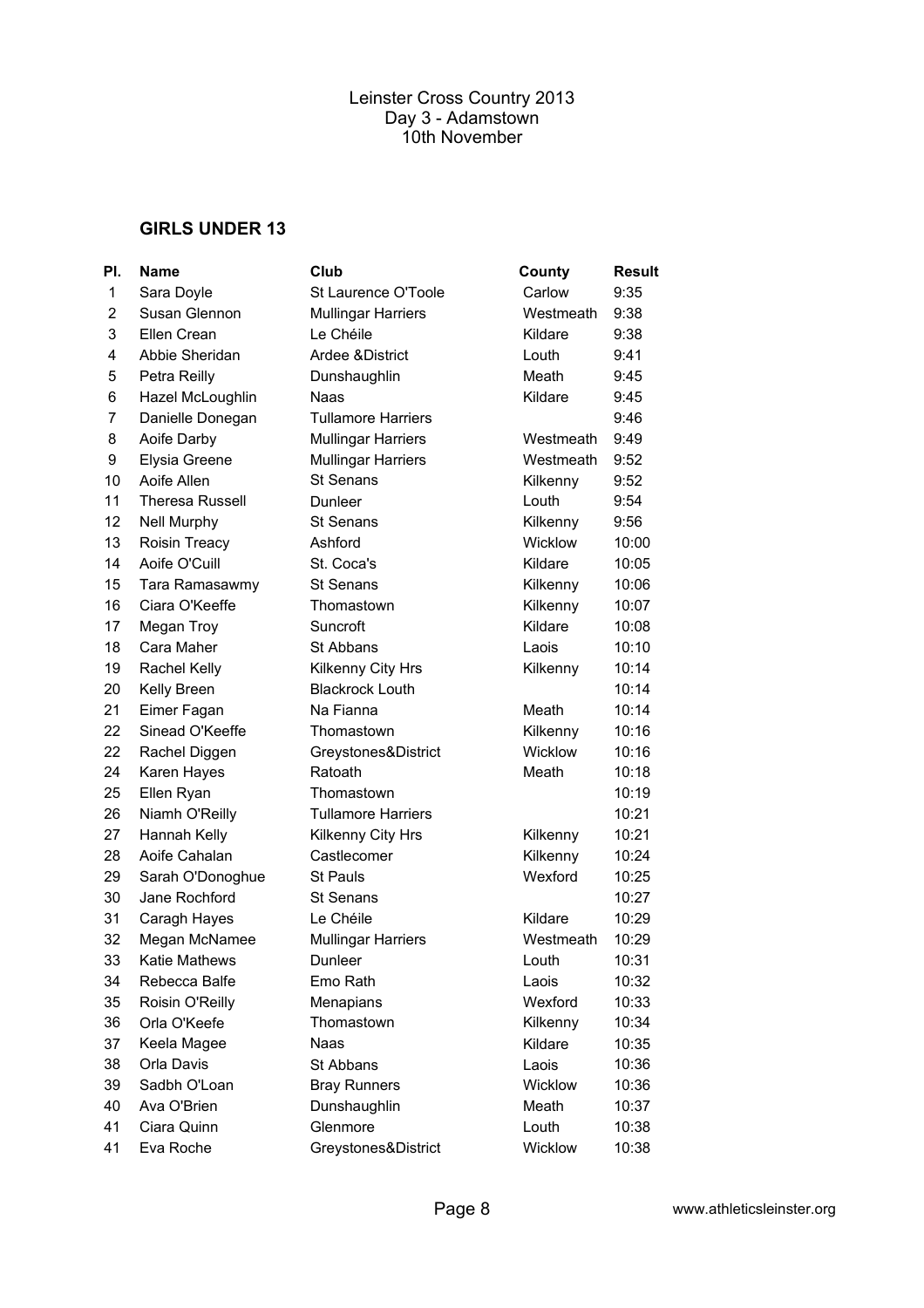Leinster Cross Country 2013
Day 3 - Adamstown
10th November

### GIRLS UNDER 13

| Pl. | Name | Club | County | Result |
|---|---|---|---|---|
| 1 | Sara Doyle | St Laurence O'Toole | Carlow | 9:35 |
| 2 | Susan Glennon | Mullingar Harriers | Westmeath | 9:38 |
| 3 | Ellen Crean | Le Chéile | Kildare | 9:38 |
| 4 | Abbie Sheridan | Ardee &District | Louth | 9:41 |
| 5 | Petra Reilly | Dunshaughlin | Meath | 9:45 |
| 6 | Hazel McLoughlin | Naas | Kildare | 9:45 |
| 7 | Danielle Donegan | Tullamore Harriers | | 9:46 |
| 8 | Aoife Darby | Mullingar Harriers | Westmeath | 9:49 |
| 9 | Elysia Greene | Mullingar Harriers | Westmeath | 9:52 |
| 10 | Aoife Allen | St Senans | Kilkenny | 9:52 |
| 11 | Theresa Russell | Dunleer | Louth | 9:54 |
| 12 | Nell Murphy | St Senans | Kilkenny | 9:56 |
| 13 | Roisin Treacy | Ashford | Wicklow | 10:00 |
| 14 | Aoife O'Cuill | St. Coca's | Kildare | 10:05 |
| 15 | Tara Ramasawmy | St Senans | Kilkenny | 10:06 |
| 16 | Ciara O'Keeffe | Thomastown | Kilkenny | 10:07 |
| 17 | Megan Troy | Suncroft | Kildare | 10:08 |
| 18 | Cara Maher | St Abbans | Laois | 10:10 |
| 19 | Rachel Kelly | Kilkenny City Hrs | Kilkenny | 10:14 |
| 20 | Kelly Breen | Blackrock Louth | | 10:14 |
| 21 | Eimer Fagan | Na Fianna | Meath | 10:14 |
| 22 | Sinead O'Keeffe | Thomastown | Kilkenny | 10:16 |
| 22 | Rachel Diggen | Greystones&District | Wicklow | 10:16 |
| 24 | Karen Hayes | Ratoath | Meath | 10:18 |
| 25 | Ellen Ryan | Thomastown | | 10:19 |
| 26 | Niamh O'Reilly | Tullamore Harriers | | 10:21 |
| 27 | Hannah Kelly | Kilkenny City Hrs | Kilkenny | 10:21 |
| 28 | Aoife Cahalan | Castlecomer | Kilkenny | 10:24 |
| 29 | Sarah O'Donoghue | St Pauls | Wexford | 10:25 |
| 30 | Jane Rochford | St Senans | | 10:27 |
| 31 | Caragh Hayes | Le Chéile | Kildare | 10:29 |
| 32 | Megan McNamee | Mullingar Harriers | Westmeath | 10:29 |
| 33 | Katie Mathews | Dunleer | Louth | 10:31 |
| 34 | Rebecca Balfe | Emo Rath | Laois | 10:32 |
| 35 | Roisin O'Reilly | Menapians | Wexford | 10:33 |
| 36 | Orla O'Keefe | Thomastown | Kilkenny | 10:34 |
| 37 | Keela Magee | Naas | Kildare | 10:35 |
| 38 | Orla Davis | St Abbans | Laois | 10:36 |
| 39 | Sadbh O'Loan | Bray Runners | Wicklow | 10:36 |
| 40 | Ava O'Brien | Dunshaughlin | Meath | 10:37 |
| 41 | Ciara Quinn | Glenmore | Louth | 10:38 |
| 41 | Eva Roche | Greystones&District | Wicklow | 10:38 |

www.athleticsleinster.org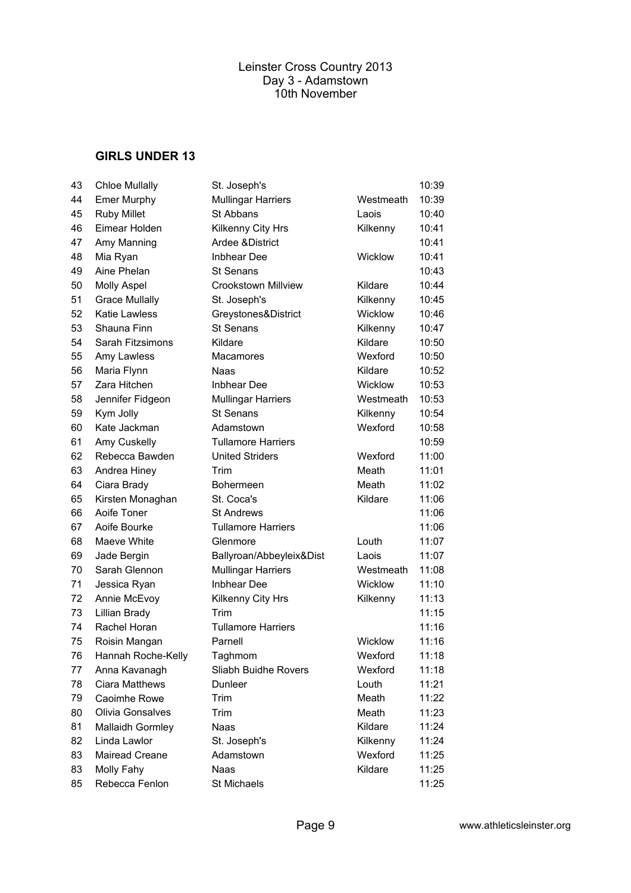Leinster Cross Country 2013
Day 3 - Adamstown
10th November

### GIRLS UNDER 13

| | | | | |
|---|---|---|---|---|
| 43 | Chloe Mullally | St. Joseph's | | 10:39 |
| 44 | Emer Murphy | Mullingar Harriers | Westmeath | 10:39 |
| 45 | Ruby Millet | St Abbans | Laois | 10:40 |
| 46 | Eimear Holden | Kilkenny City Hrs | Kilkenny | 10:41 |
| 47 | Amy Manning | Ardee &District | | 10:41 |
| 48 | Mia Ryan | Inbhear Dee | Wicklow | 10:41 |
| 49 | Aine Phelan | St Senans | | 10:43 |
| 50 | Molly Aspel | Crookstown Millview | Kildare | 10:44 |
| 51 | Grace Mullally | St. Joseph's | Kilkenny | 10:45 |
| 52 | Katie Lawless | Greystones&District | Wicklow | 10:46 |
| 53 | Shauna Finn | St Senans | Kilkenny | 10:47 |
| 54 | Sarah Fitzsimons | Kildare | Kildare | 10:50 |
| 55 | Amy Lawless | Macamores | Wexford | 10:50 |
| 56 | Maria Flynn | Naas | Kildare | 10:52 |
| 57 | Zara Hitchen | Inbhear Dee | Wicklow | 10:53 |
| 58 | Jennifer Fidgeon | Mullingar Harriers | Westmeath | 10:53 |
| 59 | Kym Jolly | St Senans | Kilkenny | 10:54 |
| 60 | Kate Jackman | Adamstown | Wexford | 10:58 |
| 61 | Amy Cuskelly | Tullamore Harriers | | 10:59 |
| 62 | Rebecca Bawden | United Striders | Wexford | 11:00 |
| 63 | Andrea Hiney | Trim | Meath | 11:01 |
| 64 | Ciara Brady | Bohermeen | Meath | 11:02 |
| 65 | Kirsten Monaghan | St. Coca's | Kildare | 11:06 |
| 66 | Aoife Toner | St Andrews | | 11:06 |
| 67 | Aoife Bourke | Tullamore Harriers | | 11:06 |
| 68 | Maeve White | Glenmore | Louth | 11:07 |
| 69 | Jade Bergin | Ballyroan/Abbeyleix&Dist | Laois | 11:07 |
| 70 | Sarah Glennon | Mullingar Harriers | Westmeath | 11:08 |
| 71 | Jessica Ryan | Inbhear Dee | Wicklow | 11:10 |
| 72 | Annie McEvoy | Kilkenny City Hrs | Kilkenny | 11:13 |
| 73 | Lillian Brady | Trim | | 11:15 |
| 74 | Rachel Horan | Tullamore Harriers | | 11:16 |
| 75 | Roisin Mangan | Parnell | Wicklow | 11:16 |
| 76 | Hannah Roche-Kelly | Taghmom | Wexford | 11:18 |
| 77 | Anna Kavanagh | Sliabh Buidhe Rovers | Wexford | 11:18 |
| 78 | Ciara Matthews | Dunleer | Louth | 11:21 |
| 79 | Caoimhe Rowe | Trim | Meath | 11:22 |
| 80 | Olivia Gonsalves | Trim | Meath | 11:23 |
| 81 | Mallaidh Gormley | Naas | Kildare | 11:24 |
| 82 | Linda Lawlor | St. Joseph's | Kilkenny | 11:24 |
| 83 | Mairead Creane | Adamstown | Wexford | 11:25 |
| 83 | Molly Fahy | Naas | Kildare | 11:25 |
| 85 | Rebecca Fenlon | St Michaels | | 11:25 |

www.athleticsleinster.org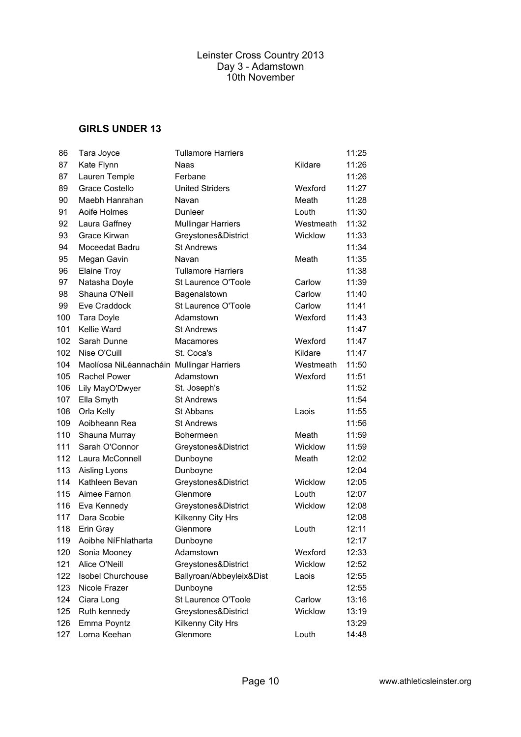Leinster Cross Country 2013
Day 3 - Adamstown
10th November

## GIRLS UNDER 13

| | | | | |
|---|---|---|---|---|
| 86 | Tara Joyce | Tullamore Harriers | | 11:25 |
| 87 | Kate Flynn | Naas | Kildare | 11:26 |
| 87 | Lauren Temple | Ferbane | | 11:26 |
| 89 | Grace Costello | United Striders | Wexford | 11:27 |
| 90 | Maebh Hanrahan | Navan | Meath | 11:28 |
| 91 | Aoife Holmes | Dunleer | Louth | 11:30 |
| 92 | Laura Gaffney | Mullingar Harriers | Westmeath | 11:32 |
| 93 | Grace Kirwan | Greystones&District | Wicklow | 11:33 |
| 94 | Moceedat Badru | St Andrews | | 11:34 |
| 95 | Megan Gavin | Navan | Meath | 11:35 |
| 96 | Elaine Troy | Tullamore Harriers | | 11:38 |
| 97 | Natasha Doyle | St Laurence O'Toole | Carlow | 11:39 |
| 98 | Shauna O'Neill | Bagenalstown | Carlow | 11:40 |
| 99 | Eve Craddock | St Laurence O'Toole | Carlow | 11:41 |
| 100 | Tara Doyle | Adamstown | Wexford | 11:43 |
| 101 | Kellie Ward | St Andrews | | 11:47 |
| 102 | Sarah Dunne | Macamores | Wexford | 11:47 |
| 102 | Nise O'Cuill | St. Coca's | Kildare | 11:47 |
| 104 | Maolíosa NiLéannacháin | Mullingar Harriers | Westmeath | 11:50 |
| 105 | Rachel Power | Adamstown | Wexford | 11:51 |
| 106 | Lily MayO'Dwyer | St. Joseph's | | 11:52 |
| 107 | Ella Smyth | St Andrews | | 11:54 |
| 108 | Orla Kelly | St Abbans | Laois | 11:55 |
| 109 | Aoibheann Rea | St Andrews | | 11:56 |
| 110 | Shauna Murray | Bohermeen | Meath | 11:59 |
| 111 | Sarah O'Connor | Greystones&District | Wicklow | 11:59 |
| 112 | Laura McConnell | Dunboyne | Meath | 12:02 |
| 113 | Aisling Lyons | Dunboyne | | 12:04 |
| 114 | Kathleen Bevan | Greystones&District | Wicklow | 12:05 |
| 115 | Aimee Farnon | Glenmore | Louth | 12:07 |
| 116 | Eva Kennedy | Greystones&District | Wicklow | 12:08 |
| 117 | Dara Scobie | Kilkenny City Hrs | | 12:08 |
| 118 | Erin Gray | Glenmore | Louth | 12:11 |
| 119 | Aoibhe NíFhlatharta | Dunboyne | | 12:17 |
| 120 | Sonia Mooney | Adamstown | Wexford | 12:33 |
| 121 | Alice O'Neill | Greystones&District | Wicklow | 12:52 |
| 122 | Isobel Churchouse | Ballyroan/Abbeyleix&Dist | Laois | 12:55 |
| 123 | Nicole Frazer | Dunboyne | | 12:55 |
| 124 | Ciara Long | St Laurence O'Toole | Carlow | 13:16 |
| 125 | Ruth kennedy | Greystones&District | Wicklow | 13:19 |
| 126 | Emma Poyntz | Kilkenny City Hrs | | 13:29 |
| 127 | Lorna Keehan | Glenmore | Louth | 14:48 |

www.athleticsleinster.org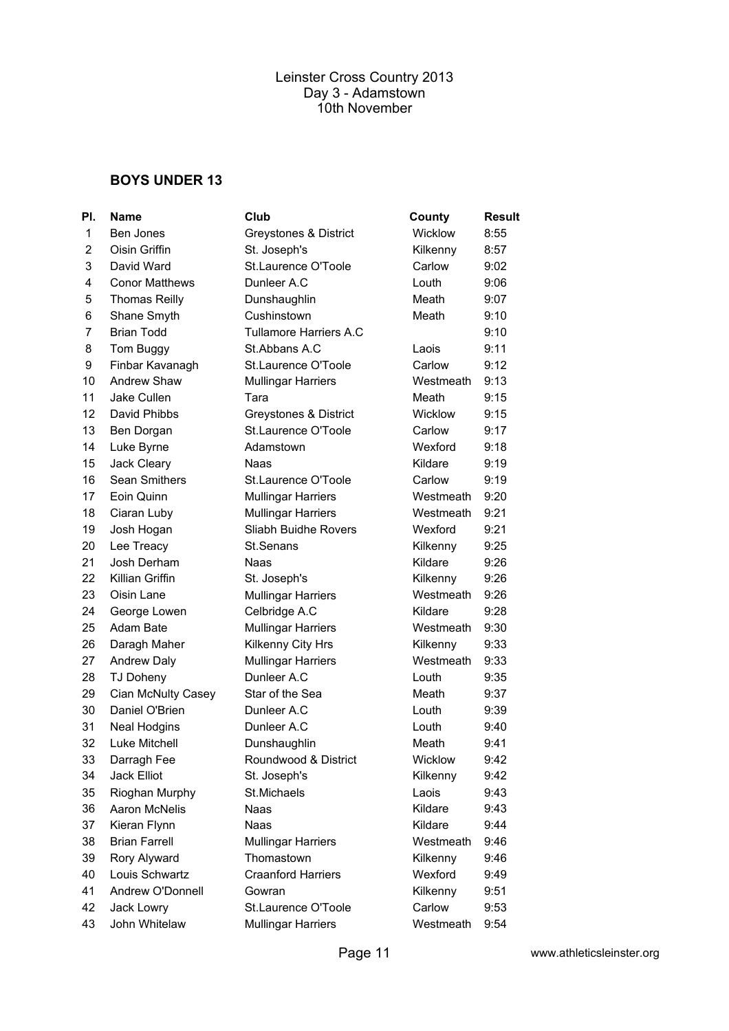Leinster Cross Country 2013
Day 3 - Adamstown
10th November

### BOYS UNDER 13

| Pl. | Name | Club | County | Result |
|---|---|---|---|---|
| 1 | Ben Jones | Greystones & District | Wicklow | 8:55 |
| 2 | Oisin Griffin | St. Joseph's | Kilkenny | 8:57 |
| 3 | David Ward | St.Laurence O'Toole | Carlow | 9:02 |
| 4 | Conor Matthews | Dunleer A.C | Louth | 9:06 |
| 5 | Thomas Reilly | Dunshaughlin | Meath | 9:07 |
| 6 | Shane Smyth | Cushinstown | Meath | 9:10 |
| 7 | Brian Todd | Tullamore Harriers A.C | | 9:10 |
| 8 | Tom Buggy | St.Abbans A.C | Laois | 9:11 |
| 9 | Finbar Kavanagh | St.Laurence O'Toole | Carlow | 9:12 |
| 10 | Andrew Shaw | Mullingar Harriers | Westmeath | 9:13 |
| 11 | Jake Cullen | Tara | Meath | 9:15 |
| 12 | David Phibbs | Greystones & District | Wicklow | 9:15 |
| 13 | Ben Dorgan | St.Laurence O'Toole | Carlow | 9:17 |
| 14 | Luke Byrne | Adamstown | Wexford | 9:18 |
| 15 | Jack Cleary | Naas | Kildare | 9:19 |
| 16 | Sean Smithers | St.Laurence O'Toole | Carlow | 9:19 |
| 17 | Eoin Quinn | Mullingar Harriers | Westmeath | 9:20 |
| 18 | Ciaran Luby | Mullingar Harriers | Westmeath | 9:21 |
| 19 | Josh Hogan | Sliabh Buidhe Rovers | Wexford | 9:21 |
| 20 | Lee Treacy | St.Senans | Kilkenny | 9:25 |
| 21 | Josh Derham | Naas | Kildare | 9:26 |
| 22 | Killian Griffin | St. Joseph's | Kilkenny | 9:26 |
| 23 | Oisin Lane | Mullingar Harriers | Westmeath | 9:26 |
| 24 | George Lowen | Celbridge A.C | Kildare | 9:28 |
| 25 | Adam Bate | Mullingar Harriers | Westmeath | 9:30 |
| 26 | Daragh Maher | Kilkenny City Hrs | Kilkenny | 9:33 |
| 27 | Andrew Daly | Mullingar Harriers | Westmeath | 9:33 |
| 28 | TJ Doheny | Dunleer A.C | Louth | 9:35 |
| 29 | Cian McNulty Casey | Star of the Sea | Meath | 9:37 |
| 30 | Daniel O'Brien | Dunleer A.C | Louth | 9:39 |
| 31 | Neal Hodgins | Dunleer A.C | Louth | 9:40 |
| 32 | Luke Mitchell | Dunshaughlin | Meath | 9:41 |
| 33 | Darragh Fee | Roundwood & District | Wicklow | 9:42 |
| 34 | Jack Elliot | St. Joseph's | Kilkenny | 9:42 |
| 35 | Rioghan Murphy | St.Michaels | Laois | 9:43 |
| 36 | Aaron McNelis | Naas | Kildare | 9:43 |
| 37 | Kieran Flynn | Naas | Kildare | 9:44 |
| 38 | Brian Farrell | Mullingar Harriers | Westmeath | 9:46 |
| 39 | Rory Alyward | Thomastown | Kilkenny | 9:46 |
| 40 | Louis Schwartz | Craanford Harriers | Wexford | 9:49 |
| 41 | Andrew O'Donnell | Gowran | Kilkenny | 9:51 |
| 42 | Jack Lowry | St.Laurence O'Toole | Carlow | 9:53 |
| 43 | John Whitelaw | Mullingar Harriers | Westmeath | 9:54 |

www.athleticsleinster.org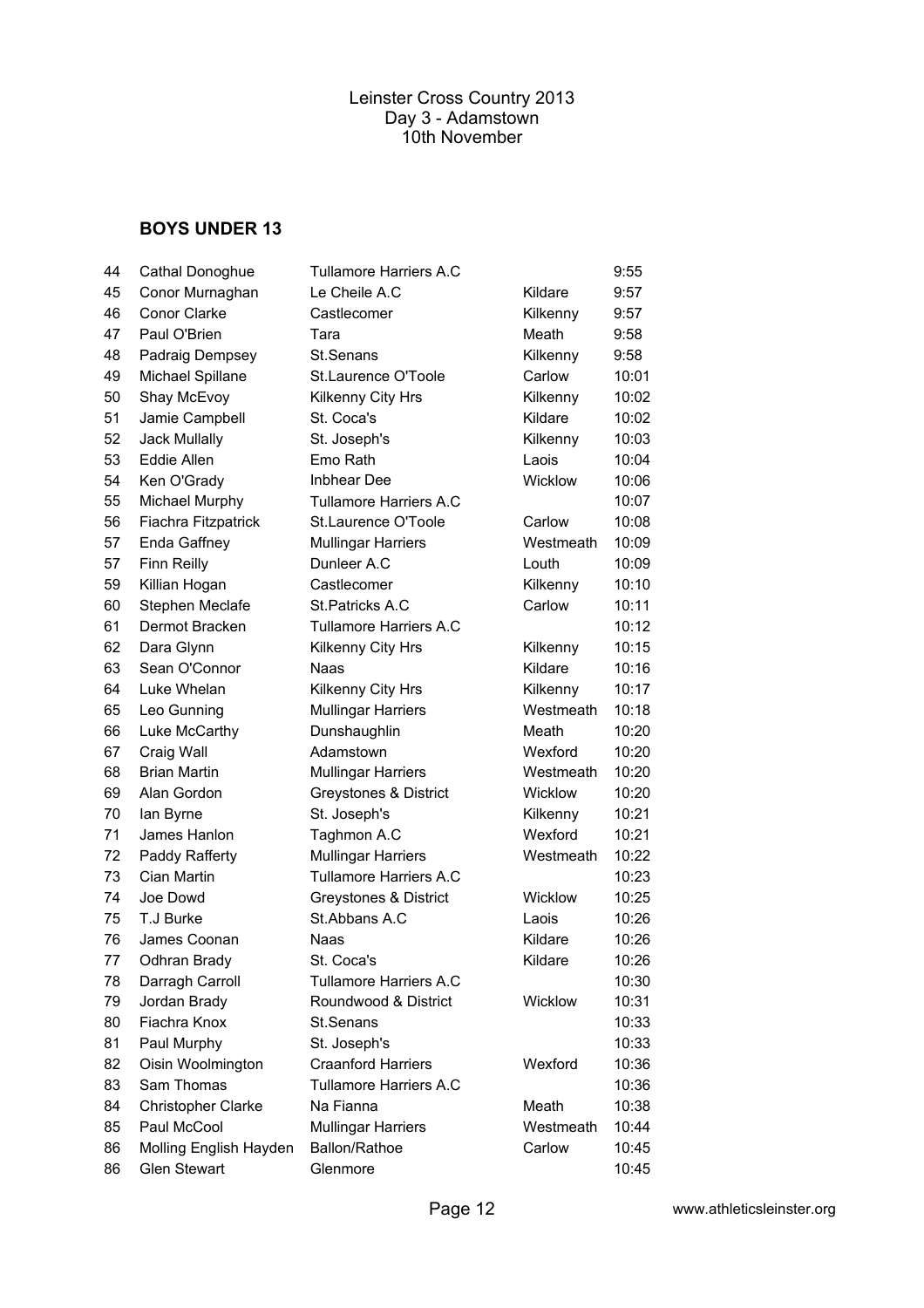Leinster Cross Country 2013
Day 3 - Adamstown
10th November

**BOYS UNDER 13**

| | | | | |
|---|---|---|---|---|
| 44 | Cathal Donoghue | Tullamore Harriers A.C | | 9:55 |
| 45 | Conor Murnaghan | Le Cheile A.C | Kildare | 9:57 |
| 46 | Conor Clarke | Castlecomer | Kilkenny | 9:57 |
| 47 | Paul O'Brien | Tara | Meath | 9:58 |
| 48 | Padraig Dempsey | St.Senans | Kilkenny | 9:58 |
| 49 | Michael Spillane | St.Laurence O'Toole | Carlow | 10:01 |
| 50 | Shay McEvoy | Kilkenny City Hrs | Kilkenny | 10:02 |
| 51 | Jamie Campbell | St. Coca's | Kildare | 10:02 |
| 52 | Jack Mullally | St. Joseph's | Kilkenny | 10:03 |
| 53 | Eddie Allen | Emo Rath | Laois | 10:04 |
| 54 | Ken O'Grady | Inbhear Dee | Wicklow | 10:06 |
| 55 | Michael Murphy | Tullamore Harriers A.C | | 10:07 |
| 56 | Fiachra Fitzpatrick | St.Laurence O'Toole | Carlow | 10:08 |
| 57 | Enda Gaffney | Mullingar Harriers | Westmeath | 10:09 |
| 57 | Finn Reilly | Dunleer A.C | Louth | 10:09 |
| 59 | Killian Hogan | Castlecomer | Kilkenny | 10:10 |
| 60 | Stephen Meclafe | St.Patricks A.C | Carlow | 10:11 |
| 61 | Dermot Bracken | Tullamore Harriers A.C | | 10:12 |
| 62 | Dara Glynn | Kilkenny City Hrs | Kilkenny | 10:15 |
| 63 | Sean O'Connor | Naas | Kildare | 10:16 |
| 64 | Luke Whelan | Kilkenny City Hrs | Kilkenny | 10:17 |
| 65 | Leo Gunning | Mullingar Harriers | Westmeath | 10:18 |
| 66 | Luke McCarthy | Dunshaughlin | Meath | 10:20 |
| 67 | Craig Wall | Adamstown | Wexford | 10:20 |
| 68 | Brian Martin | Mullingar Harriers | Westmeath | 10:20 |
| 69 | Alan Gordon | Greystones & District | Wicklow | 10:20 |
| 70 | Ian Byrne | St. Joseph's | Kilkenny | 10:21 |
| 71 | James Hanlon | Taghmon A.C | Wexford | 10:21 |
| 72 | Paddy Rafferty | Mullingar Harriers | Westmeath | 10:22 |
| 73 | Cian Martin | Tullamore Harriers A.C | | 10:23 |
| 74 | Joe Dowd | Greystones & District | Wicklow | 10:25 |
| 75 | T.J Burke | St.Abbans A.C | Laois | 10:26 |
| 76 | James Coonan | Naas | Kildare | 10:26 |
| 77 | Odhran Brady | St. Coca's | Kildare | 10:26 |
| 78 | Darragh Carroll | Tullamore Harriers A.C | | 10:30 |
| 79 | Jordan Brady | Roundwood & District | Wicklow | 10:31 |
| 80 | Fiachra Knox | St.Senans | | 10:33 |
| 81 | Paul Murphy | St. Joseph's | | 10:33 |
| 82 | Oisin Woolmington | Craanford Harriers | Wexford | 10:36 |
| 83 | Sam Thomas | Tullamore Harriers A.C | | 10:36 |
| 84 | Christopher Clarke | Na Fianna | Meath | 10:38 |
| 85 | Paul McCool | Mullingar Harriers | Westmeath | 10:44 |
| 86 | Molling English Hayden | Ballon/Rathoe | Carlow | 10:45 |
| 86 | Glen Stewart | Glenmore | | 10:45 |

www.athleticsleinster.org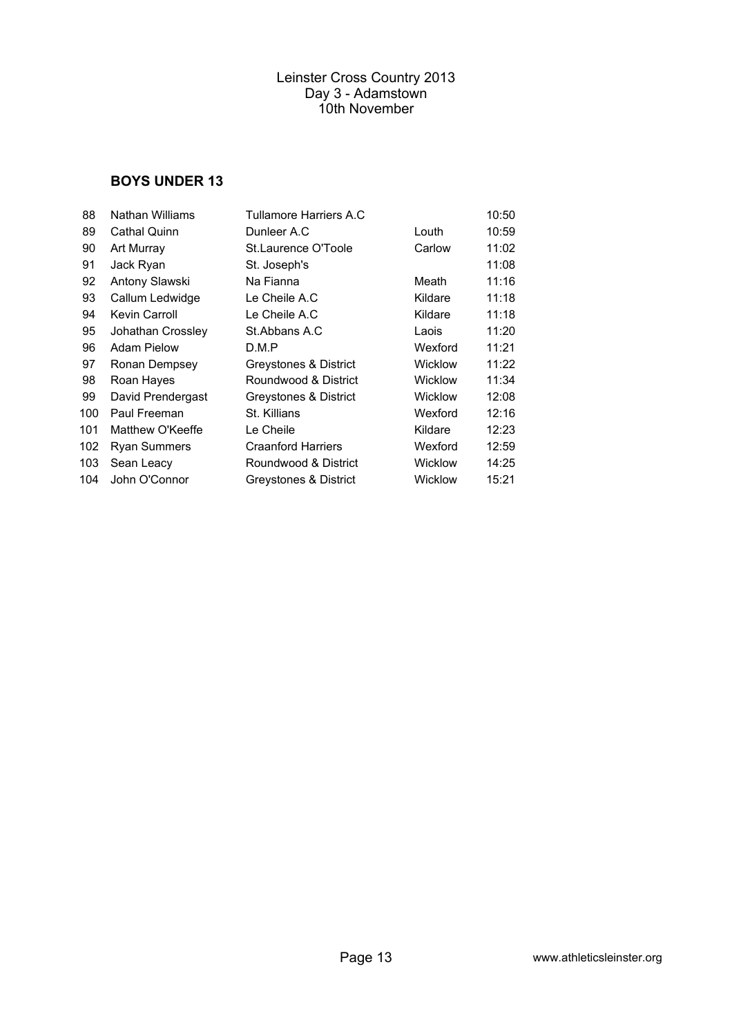Leinster Cross Country 2013
Day 3 - Adamstown
10th November

### BOYS UNDER 13

| | | | | |
|---|---|---|---|---|
| 88 | Nathan Williams | Tullamore Harriers A.C | | 10:50 |
| 89 | Cathal Quinn | Dunleer A.C | Louth | 10:59 |
| 90 | Art Murray | St.Laurence O'Toole | Carlow | 11:02 |
| 91 | Jack Ryan | St. Joseph's | | 11:08 |
| 92 | Antony Slawski | Na Fianna | Meath | 11:16 |
| 93 | Callum Ledwidge | Le Cheile A.C | Kildare | 11:18 |
| 94 | Kevin Carroll | Le Cheile A.C | Kildare | 11:18 |
| 95 | Johathan Crossley | St.Abbans A.C | Laois | 11:20 |
| 96 | Adam Pielow | D.M.P | Wexford | 11:21 |
| 97 | Ronan Dempsey | Greystones & District | Wicklow | 11:22 |
| 98 | Roan Hayes | Roundwood & District | Wicklow | 11:34 |
| 99 | David Prendergast | Greystones & District | Wicklow | 12:08 |
| 100 | Paul Freeman | St. Killians | Wexford | 12:16 |
| 101 | Matthew O'Keeffe | Le Cheile | Kildare | 12:23 |
| 102 | Ryan Summers | Craanford Harriers | Wexford | 12:59 |
| 103 | Sean Leacy | Roundwood & District | Wicklow | 14:25 |
| 104 | John O'Connor | Greystones & District | Wicklow | 15:21 |

www.athleticsleinster.org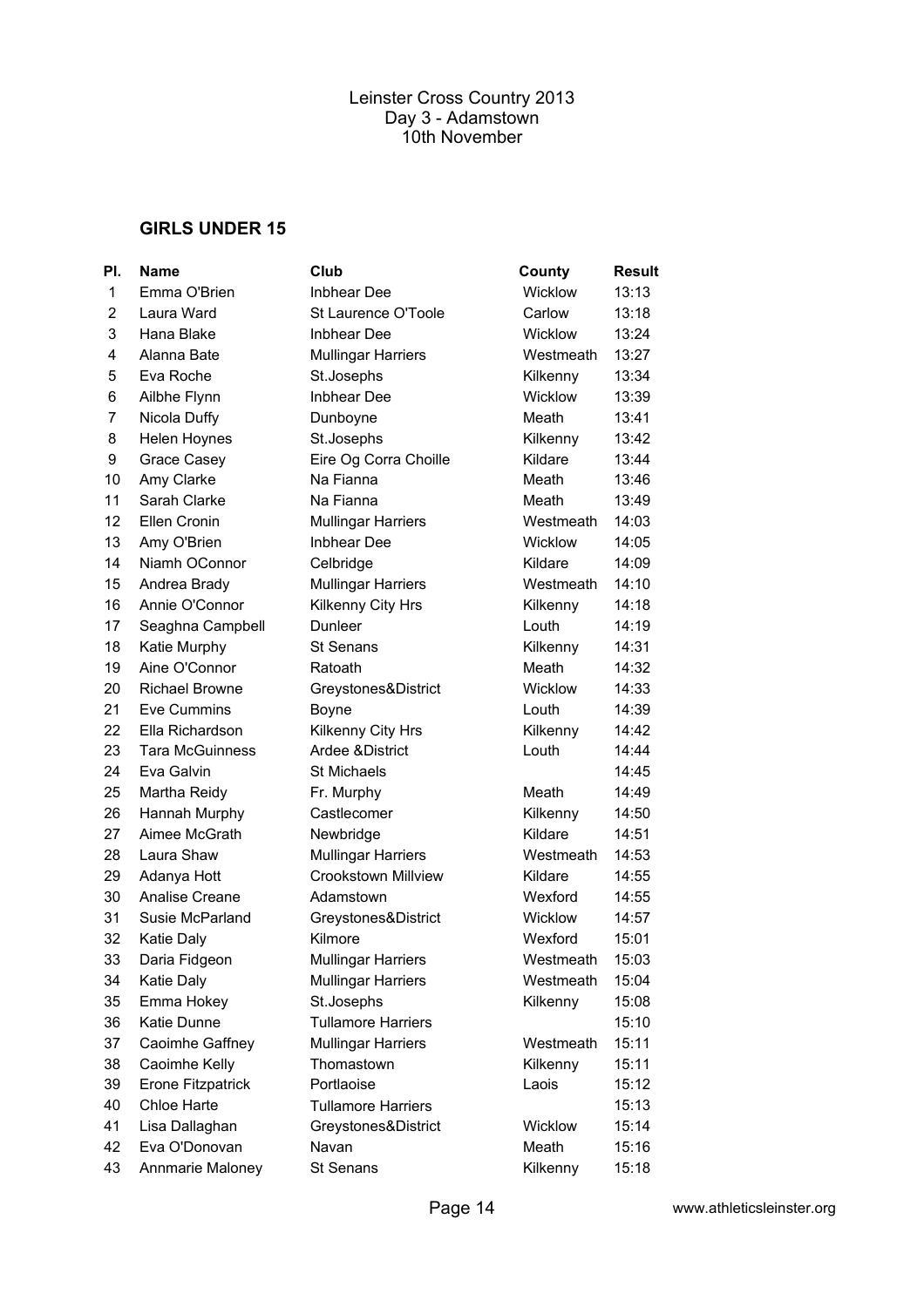Leinster Cross Country 2013
Day 3 - Adamstown
10th November

## GIRLS UNDER 15

| Pl. | Name | Club | County | Result |
|---|---|---|---|---|
| 1 | Emma O'Brien | Inbhear Dee | Wicklow | 13:13 |
| 2 | Laura Ward | St Laurence O'Toole | Carlow | 13:18 |
| 3 | Hana Blake | Inbhear Dee | Wicklow | 13:24 |
| 4 | Alanna Bate | Mullingar Harriers | Westmeath | 13:27 |
| 5 | Eva Roche | St.Josephs | Kilkenny | 13:34 |
| 6 | Ailbhe Flynn | Inbhear Dee | Wicklow | 13:39 |
| 7 | Nicola Duffy | Dunboyne | Meath | 13:41 |
| 8 | Helen Hoynes | St.Josephs | Kilkenny | 13:42 |
| 9 | Grace Casey | Eire Og Corra Choille | Kildare | 13:44 |
| 10 | Amy Clarke | Na Fianna | Meath | 13:46 |
| 11 | Sarah Clarke | Na Fianna | Meath | 13:49 |
| 12 | Ellen Cronin | Mullingar Harriers | Westmeath | 14:03 |
| 13 | Amy O'Brien | Inbhear Dee | Wicklow | 14:05 |
| 14 | Niamh OConnor | Celbridge | Kildare | 14:09 |
| 15 | Andrea Brady | Mullingar Harriers | Westmeath | 14:10 |
| 16 | Annie O'Connor | Kilkenny City Hrs | Kilkenny | 14:18 |
| 17 | Seaghna Campbell | Dunleer | Louth | 14:19 |
| 18 | Katie Murphy | St Senans | Kilkenny | 14:31 |
| 19 | Aine O'Connor | Ratoath | Meath | 14:32 |
| 20 | Richael Browne | Greystones&District | Wicklow | 14:33 |
| 21 | Eve Cummins | Boyne | Louth | 14:39 |
| 22 | Ella Richardson | Kilkenny City Hrs | Kilkenny | 14:42 |
| 23 | Tara McGuinness | Ardee &District | Louth | 14:44 |
| 24 | Eva Galvin | St Michaels | | 14:45 |
| 25 | Martha Reidy | Fr. Murphy | Meath | 14:49 |
| 26 | Hannah Murphy | Castlecomer | Kilkenny | 14:50 |
| 27 | Aimee McGrath | Newbridge | Kildare | 14:51 |
| 28 | Laura Shaw | Mullingar Harriers | Westmeath | 14:53 |
| 29 | Adanya Hott | Crookstown Millview | Kildare | 14:55 |
| 30 | Analise Creane | Adamstown | Wexford | 14:55 |
| 31 | Susie McParland | Greystones&District | Wicklow | 14:57 |
| 32 | Katie Daly | Kilmore | Wexford | 15:01 |
| 33 | Daria Fidgeon | Mullingar Harriers | Westmeath | 15:03 |
| 34 | Katie Daly | Mullingar Harriers | Westmeath | 15:04 |
| 35 | Emma Hokey | St.Josephs | Kilkenny | 15:08 |
| 36 | Katie Dunne | Tullamore Harriers | | 15:10 |
| 37 | Caoimhe Gaffney | Mullingar Harriers | Westmeath | 15:11 |
| 38 | Caoimhe Kelly | Thomastown | Kilkenny | 15:11 |
| 39 | Erone Fitzpatrick | Portlaoise | Laois | 15:12 |
| 40 | Chloe Harte | Tullamore Harriers | | 15:13 |
| 41 | Lisa Dallaghan | Greystones&District | Wicklow | 15:14 |
| 42 | Eva O'Donovan | Navan | Meath | 15:16 |
| 43 | Annmarie Maloney | St Senans | Kilkenny | 15:18 |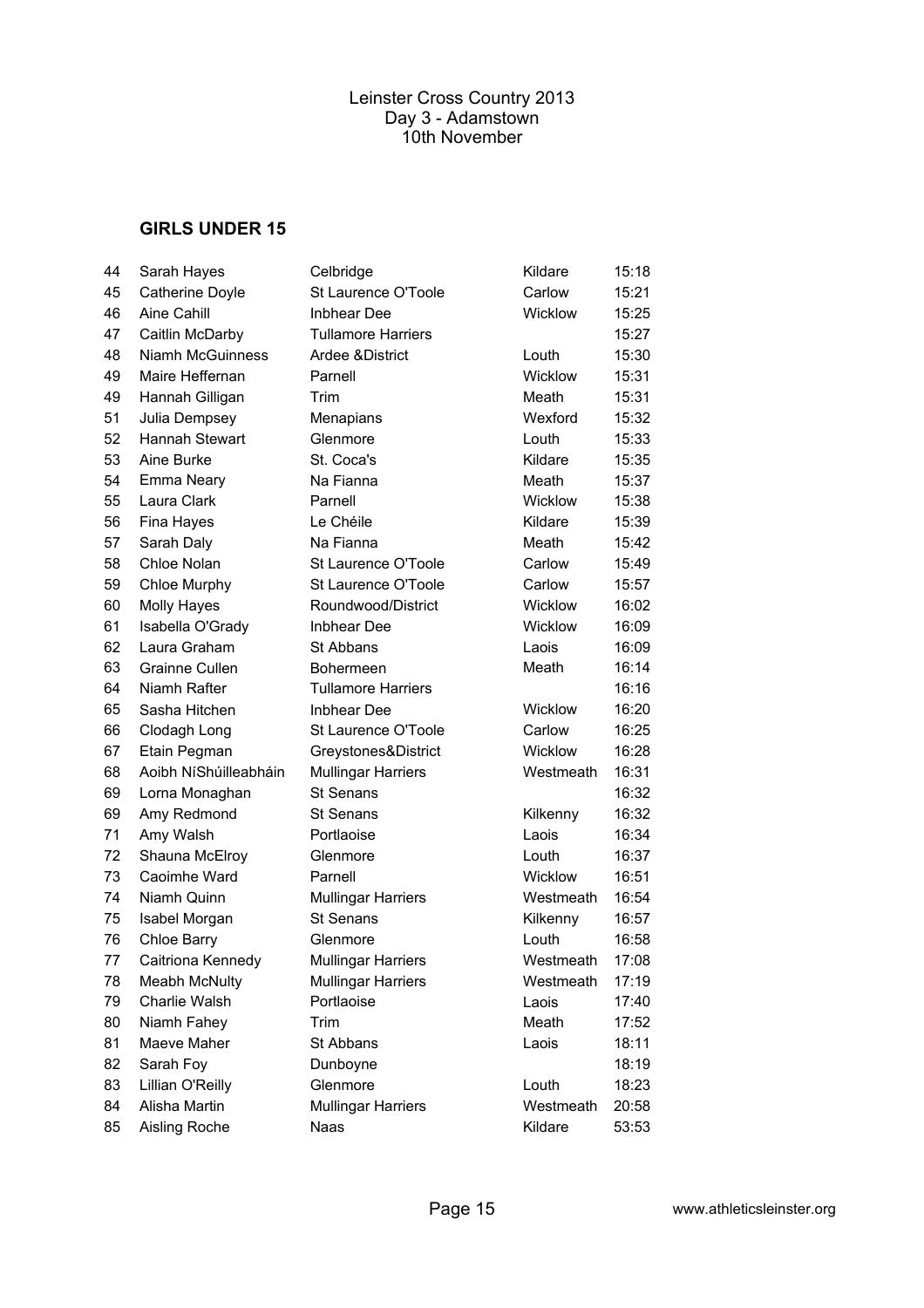Leinster Cross Country 2013
Day 3 - Adamstown
10th November

### GIRLS UNDER 15

| | | | | |
|---|---|---|---|---|
| 44 | Sarah Hayes | Celbridge | Kildare | 15:18 |
| 45 | Catherine Doyle | St Laurence O'Toole | Carlow | 15:21 |
| 46 | Aine Cahill | Inbhear Dee | Wicklow | 15:25 |
| 47 | Caitlin McDarby | Tullamore Harriers | | 15:27 |
| 48 | Niamh McGuinness | Ardee &District | Louth | 15:30 |
| 49 | Maire Heffernan | Parnell | Wicklow | 15:31 |
| 49 | Hannah Gilligan | Trim | Meath | 15:31 |
| 51 | Julia Dempsey | Menapians | Wexford | 15:32 |
| 52 | Hannah Stewart | Glenmore | Louth | 15:33 |
| 53 | Aine Burke | St. Coca's | Kildare | 15:35 |
| 54 | Emma Neary | Na Fianna | Meath | 15:37 |
| 55 | Laura Clark | Parnell | Wicklow | 15:38 |
| 56 | Fina Hayes | Le Chéile | Kildare | 15:39 |
| 57 | Sarah Daly | Na Fianna | Meath | 15:42 |
| 58 | Chloe Nolan | St Laurence O'Toole | Carlow | 15:49 |
| 59 | Chloe Murphy | St Laurence O'Toole | Carlow | 15:57 |
| 60 | Molly Hayes | Roundwood/District | Wicklow | 16:02 |
| 61 | Isabella O'Grady | Inbhear Dee | Wicklow | 16:09 |
| 62 | Laura Graham | St Abbans | Laois | 16:09 |
| 63 | Grainne Cullen | Bohermeen | Meath | 16:14 |
| 64 | Niamh Rafter | Tullamore Harriers | | 16:16 |
| 65 | Sasha Hitchen | Inbhear Dee | Wicklow | 16:20 |
| 66 | Clodagh Long | St Laurence O'Toole | Carlow | 16:25 |
| 67 | Etain Pegman | Greystones&District | Wicklow | 16:28 |
| 68 | Aoibh NíShúilleabháin | Mullingar Harriers | Westmeath | 16:31 |
| 69 | Lorna Monaghan | St Senans | | 16:32 |
| 69 | Amy Redmond | St Senans | Kilkenny | 16:32 |
| 71 | Amy Walsh | Portlaoise | Laois | 16:34 |
| 72 | Shauna McElroy | Glenmore | Louth | 16:37 |
| 73 | Caoimhe Ward | Parnell | Wicklow | 16:51 |
| 74 | Niamh Quinn | Mullingar Harriers | Westmeath | 16:54 |
| 75 | Isabel Morgan | St Senans | Kilkenny | 16:57 |
| 76 | Chloe Barry | Glenmore | Louth | 16:58 |
| 77 | Caitriona Kennedy | Mullingar Harriers | Westmeath | 17:08 |
| 78 | Meabh McNulty | Mullingar Harriers | Westmeath | 17:19 |
| 79 | Charlie Walsh | Portlaoise | Laois | 17:40 |
| 80 | Niamh Fahey | Trim | Meath | 17:52 |
| 81 | Maeve Maher | St Abbans | Laois | 18:11 |
| 82 | Sarah Foy | Dunboyne | | 18:19 |
| 83 | Lillian O'Reilly | Glenmore | Louth | 18:23 |
| 84 | Alisha Martin | Mullingar Harriers | Westmeath | 20:58 |
| 85 | Aisling Roche | Naas | Kildare | 53:53 |

www.athleticsleinster.org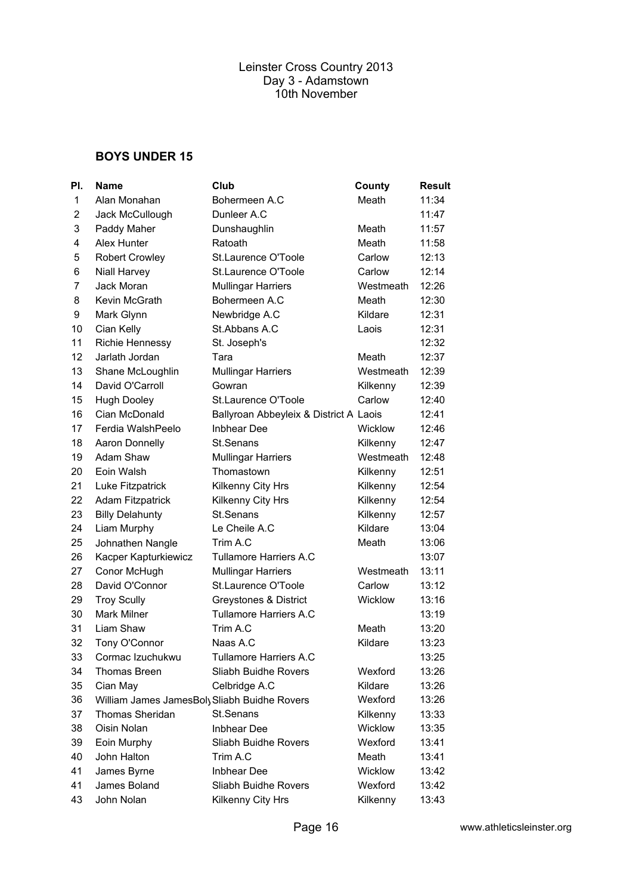Leinster Cross Country 2013
Day 3 - Adamstown
10th November

### BOYS UNDER 15

| Pl. | Name | Club | County | Result |
|---|---|---|---|---|
| 1 | Alan Monahan | Bohermeen A.C | Meath | 11:34 |
| 2 | Jack McCullough | Dunleer A.C | | 11:47 |
| 3 | Paddy Maher | Dunshaughlin | Meath | 11:57 |
| 4 | Alex Hunter | Ratoath | Meath | 11:58 |
| 5 | Robert Crowley | St.Laurence O'Toole | Carlow | 12:13 |
| 6 | Niall Harvey | St.Laurence O'Toole | Carlow | 12:14 |
| 7 | Jack Moran | Mullingar Harriers | Westmeath | 12:26 |
| 8 | Kevin McGrath | Bohermeen A.C | Meath | 12:30 |
| 9 | Mark Glynn | Newbridge A.C | Kildare | 12:31 |
| 10 | Cian Kelly | St.Abbans A.C | Laois | 12:31 |
| 11 | Richie Hennessy | St. Joseph's | | 12:32 |
| 12 | Jarlath Jordan | Tara | Meath | 12:37 |
| 13 | Shane McLoughlin | Mullingar Harriers | Westmeath | 12:39 |
| 14 | David O'Carroll | Gowran | Kilkenny | 12:39 |
| 15 | Hugh Dooley | St.Laurence O'Toole | Carlow | 12:40 |
| 16 | Cian McDonald | Ballyroan Abbeyleix & District A | Laois | 12:41 |
| 17 | Ferdia WalshPeelo | Inbhear Dee | Wicklow | 12:46 |
| 18 | Aaron Donnelly | St.Senans | Kilkenny | 12:47 |
| 19 | Adam Shaw | Mullingar Harriers | Westmeath | 12:48 |
| 20 | Eoin Walsh | Thomastown | Kilkenny | 12:51 |
| 21 | Luke Fitzpatrick | Kilkenny City Hrs | Kilkenny | 12:54 |
| 22 | Adam Fitzpatrick | Kilkenny City Hrs | Kilkenny | 12:54 |
| 23 | Billy Delahunty | St.Senans | Kilkenny | 12:57 |
| 24 | Liam Murphy | Le Cheile A.C | Kildare | 13:04 |
| 25 | Johnathen Nangle | Trim A.C | Meath | 13:06 |
| 26 | Kacper Kapturkiewicz | Tullamore Harriers A.C | | 13:07 |
| 27 | Conor McHugh | Mullingar Harriers | Westmeath | 13:11 |
| 28 | David O'Connor | St.Laurence O'Toole | Carlow | 13:12 |
| 29 | Troy Scully | Greystones & District | Wicklow | 13:16 |
| 30 | Mark Milner | Tullamore Harriers A.C | | 13:19 |
| 31 | Liam Shaw | Trim A.C | Meath | 13:20 |
| 32 | Tony O'Connor | Naas A.C | Kildare | 13:23 |
| 33 | Cormac Izuchukwu | Tullamore Harriers A.C | | 13:25 |
| 34 | Thomas Breen | Sliabh Buidhe Rovers | Wexford | 13:26 |
| 35 | Cian May | Celbridge A.C | Kildare | 13:26 |
| 36 | William James JamesBoly | Sliabh Buidhe Rovers | Wexford | 13:26 |
| 37 | Thomas Sheridan | St.Senans | Kilkenny | 13:33 |
| 38 | Oisin Nolan | Inbhear Dee | Wicklow | 13:35 |
| 39 | Eoin Murphy | Sliabh Buidhe Rovers | Wexford | 13:41 |
| 40 | John Halton | Trim A.C | Meath | 13:41 |
| 41 | James Byrne | Inbhear Dee | Wicklow | 13:42 |
| 41 | James Boland | Sliabh Buidhe Rovers | Wexford | 13:42 |
| 43 | John Nolan | Kilkenny City Hrs | Kilkenny | 13:43 |

www.athleticsleinster.org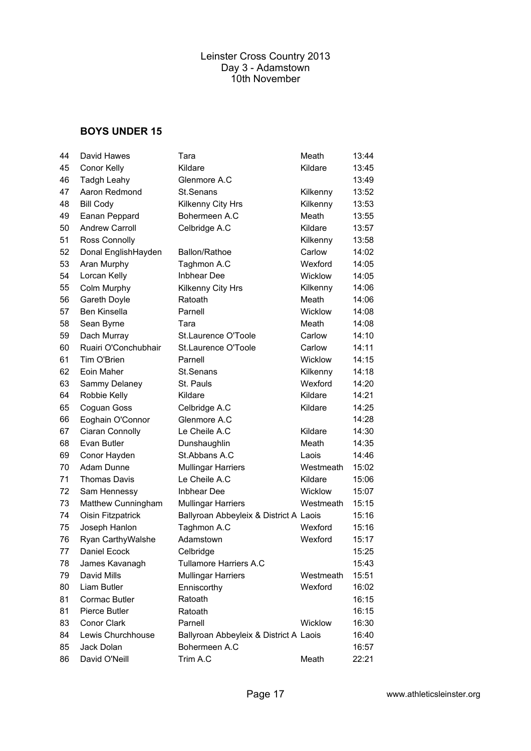Leinster Cross Country 2013
Day 3 - Adamstown
10th November

### BOYS UNDER 15

| | | | | |
|---|---|---|---|---|
| 44 | David Hawes | Tara | Meath | 13:44 |
| 45 | Conor Kelly | Kildare | Kildare | 13:45 |
| 46 | Tadgh Leahy | Glenmore A.C | | 13:49 |
| 47 | Aaron Redmond | St.Senans | Kilkenny | 13:52 |
| 48 | Bill Cody | Kilkenny City Hrs | Kilkenny | 13:53 |
| 49 | Eanan Peppard | Bohermeen A.C | Meath | 13:55 |
| 50 | Andrew Carroll | Celbridge A.C | Kildare | 13:57 |
| 51 | Ross Connolly | | Kilkenny | 13:58 |
| 52 | Donal EnglishHayden | Ballon/Rathoe | Carlow | 14:02 |
| 53 | Aran Murphy | Taghmon A.C | Wexford | 14:05 |
| 54 | Lorcan Kelly | Inbhear Dee | Wicklow | 14:05 |
| 55 | Colm Murphy | Kilkenny City Hrs | Kilkenny | 14:06 |
| 56 | Gareth Doyle | Ratoath | Meath | 14:06 |
| 57 | Ben Kinsella | Parnell | Wicklow | 14:08 |
| 58 | Sean Byrne | Tara | Meath | 14:08 |
| 59 | Dach Murray | St.Laurence O'Toole | Carlow | 14:10 |
| 60 | Ruairi O'Conchubhair | St.Laurence O'Toole | Carlow | 14:11 |
| 61 | Tim O'Brien | Parnell | Wicklow | 14:15 |
| 62 | Eoin Maher | St.Senans | Kilkenny | 14:18 |
| 63 | Sammy Delaney | St. Pauls | Wexford | 14:20 |
| 64 | Robbie Kelly | Kildare | Kildare | 14:21 |
| 65 | Coguan Goss | Celbridge A.C | Kildare | 14:25 |
| 66 | Eoghain O'Connor | Glenmore A.C | | 14:28 |
| 67 | Ciaran Connolly | Le Cheile A.C | Kildare | 14:30 |
| 68 | Evan Butler | Dunshaughlin | Meath | 14:35 |
| 69 | Conor Hayden | St.Abbans A.C | Laois | 14:46 |
| 70 | Adam Dunne | Mullingar Harriers | Westmeath | 15:02 |
| 71 | Thomas Davis | Le Cheile A.C | Kildare | 15:06 |
| 72 | Sam Hennessy | Inbhear Dee | Wicklow | 15:07 |
| 73 | Matthew Cunningham | Mullingar Harriers | Westmeath | 15:15 |
| 74 | Oisin Fitzpatrick | Ballyroan Abbeyleix & District A | Laois | 15:16 |
| 75 | Joseph Hanlon | Taghmon A.C | Wexford | 15:16 |
| 76 | Ryan CarthyWalshe | Adamstown | Wexford | 15:17 |
| 77 | Daniel Ecock | Celbridge | | 15:25 |
| 78 | James Kavanagh | Tullamore Harriers A.C | | 15:43 |
| 79 | David Mills | Mullingar Harriers | Westmeath | 15:51 |
| 80 | Liam Butler | Enniscorthy | Wexford | 16:02 |
| 81 | Cormac Butler | Ratoath | | 16:15 |
| 81 | Pierce Butler | Ratoath | | 16:15 |
| 83 | Conor Clark | Parnell | Wicklow | 16:30 |
| 84 | Lewis Churchhouse | Ballyroan Abbeyleix & District A | Laois | 16:40 |
| 85 | Jack Dolan | Bohermeen A.C | | 16:57 |
| 86 | David O'Neill | Trim A.C | Meath | 22:21 |

www.athleticsleinster.org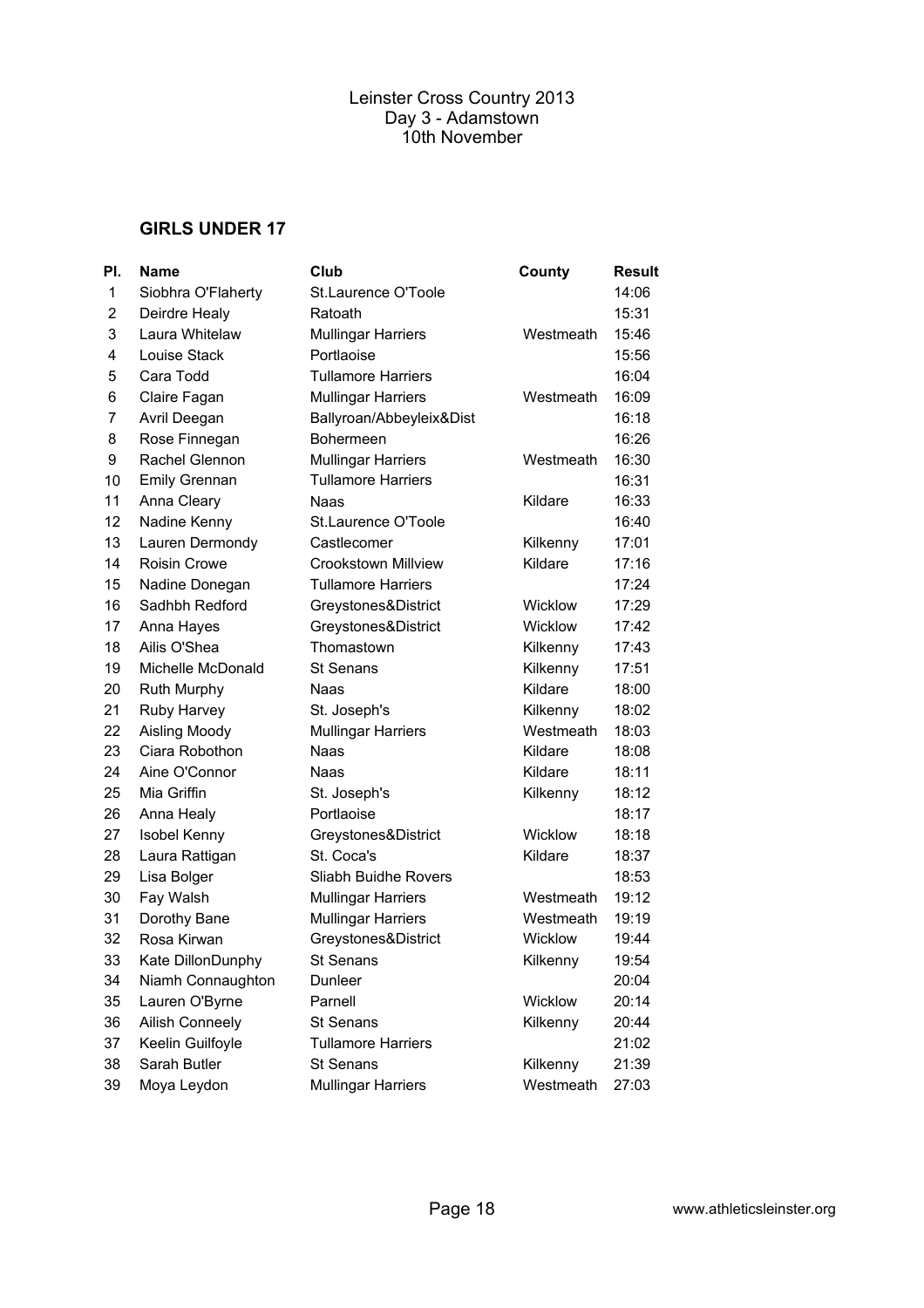Leinster Cross Country 2013
Day 3 - Adamstown
10th November

### GIRLS UNDER 17

| Pl. | Name | Club | County | Result |
|---|---|---|---|---|
| 1 | Siobhra O'Flaherty | St.Laurence O'Toole | | 14:06 |
| 2 | Deirdre Healy | Ratoath | | 15:31 |
| 3 | Laura Whitelaw | Mullingar Harriers | Westmeath | 15:46 |
| 4 | Louise Stack | Portlaoise | | 15:56 |
| 5 | Cara Todd | Tullamore Harriers | | 16:04 |
| 6 | Claire Fagan | Mullingar Harriers | Westmeath | 16:09 |
| 7 | Avril Deegan | Ballyroan/Abbeyleix&Dist | | 16:18 |
| 8 | Rose Finnegan | Bohermeen | | 16:26 |
| 9 | Rachel Glennon | Mullingar Harriers | Westmeath | 16:30 |
| 10 | Emily Grennan | Tullamore Harriers | | 16:31 |
| 11 | Anna Cleary | Naas | Kildare | 16:33 |
| 12 | Nadine Kenny | St.Laurence O'Toole | | 16:40 |
| 13 | Lauren Dermondy | Castlecomer | Kilkenny | 17:01 |
| 14 | Roisin Crowe | Crookstown Millview | Kildare | 17:16 |
| 15 | Nadine Donegan | Tullamore Harriers | | 17:24 |
| 16 | Sadhbh Redford | Greystones&District | Wicklow | 17:29 |
| 17 | Anna Hayes | Greystones&District | Wicklow | 17:42 |
| 18 | Ailis O'Shea | Thomastown | Kilkenny | 17:43 |
| 19 | Michelle McDonald | St Senans | Kilkenny | 17:51 |
| 20 | Ruth Murphy | Naas | Kildare | 18:00 |
| 21 | Ruby Harvey | St. Joseph's | Kilkenny | 18:02 |
| 22 | Aisling Moody | Mullingar Harriers | Westmeath | 18:03 |
| 23 | Ciara Robothon | Naas | Kildare | 18:08 |
| 24 | Aine O'Connor | Naas | Kildare | 18:11 |
| 25 | Mia Griffin | St. Joseph's | Kilkenny | 18:12 |
| 26 | Anna Healy | Portlaoise | | 18:17 |
| 27 | Isobel Kenny | Greystones&District | Wicklow | 18:18 |
| 28 | Laura Rattigan | St. Coca's | Kildare | 18:37 |
| 29 | Lisa Bolger | Sliabh Buidhe Rovers | | 18:53 |
| 30 | Fay Walsh | Mullingar Harriers | Westmeath | 19:12 |
| 31 | Dorothy Bane | Mullingar Harriers | Westmeath | 19:19 |
| 32 | Rosa Kirwan | Greystones&District | Wicklow | 19:44 |
| 33 | Kate DillonDunphy | St Senans | Kilkenny | 19:54 |
| 34 | Niamh Connaughton | Dunleer | | 20:04 |
| 35 | Lauren O'Byrne | Parnell | Wicklow | 20:14 |
| 36 | Ailish Conneely | St Senans | Kilkenny | 20:44 |
| 37 | Keelin Guilfoyle | Tullamore Harriers | | 21:02 |
| 38 | Sarah Butler | St Senans | Kilkenny | 21:39 |
| 39 | Moya Leydon | Mullingar Harriers | Westmeath | 27:03 |

www.athleticsleinster.org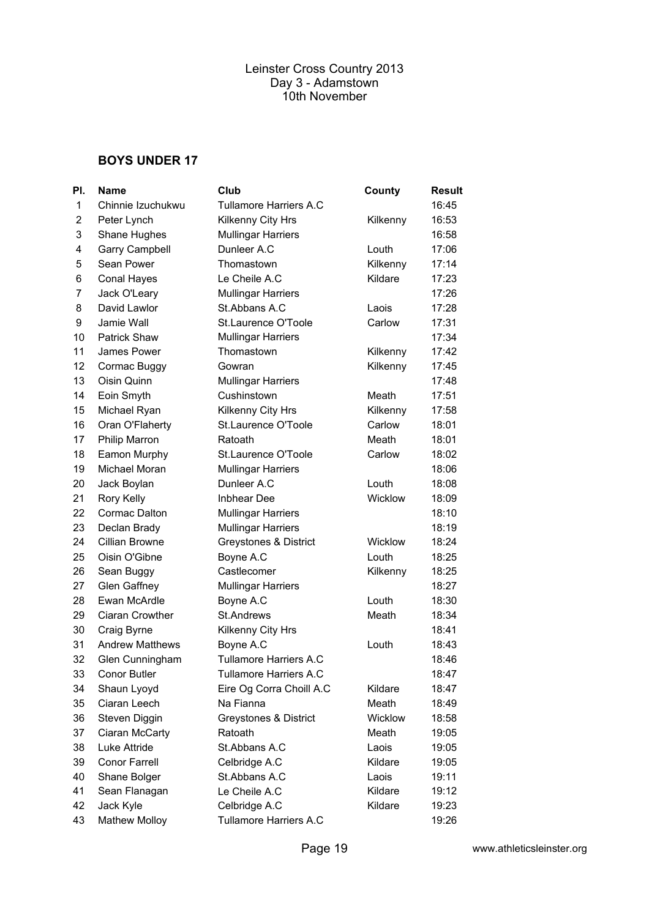Leinster Cross Country 2013
Day 3 - Adamstown
10th November

### BOYS UNDER 17

| Pl. | Name | Club | County | Result |
|---|---|---|---|---|
| 1 | Chinnie Izuchukwu | Tullamore Harriers A.C | | 16:45 |
| 2 | Peter Lynch | Kilkenny City Hrs | Kilkenny | 16:53 |
| 3 | Shane Hughes | Mullingar Harriers | | 16:58 |
| 4 | Garry Campbell | Dunleer A.C | Louth | 17:06 |
| 5 | Sean Power | Thomastown | Kilkenny | 17:14 |
| 6 | Conal Hayes | Le Cheile A.C | Kildare | 17:23 |
| 7 | Jack O'Leary | Mullingar Harriers | | 17:26 |
| 8 | David Lawlor | St.Abbans A.C | Laois | 17:28 |
| 9 | Jamie Wall | St.Laurence O'Toole | Carlow | 17:31 |
| 10 | Patrick Shaw | Mullingar Harriers | | 17:34 |
| 11 | James Power | Thomastown | Kilkenny | 17:42 |
| 12 | Cormac Buggy | Gowran | Kilkenny | 17:45 |
| 13 | Oisin Quinn | Mullingar Harriers | | 17:48 |
| 14 | Eoin Smyth | Cushinstown | Meath | 17:51 |
| 15 | Michael Ryan | Kilkenny City Hrs | Kilkenny | 17:58 |
| 16 | Oran O'Flaherty | St.Laurence O'Toole | Carlow | 18:01 |
| 17 | Philip Marron | Ratoath | Meath | 18:01 |
| 18 | Eamon Murphy | St.Laurence O'Toole | Carlow | 18:02 |
| 19 | Michael Moran | Mullingar Harriers | | 18:06 |
| 20 | Jack Boylan | Dunleer A.C | Louth | 18:08 |
| 21 | Rory Kelly | Inbhear Dee | Wicklow | 18:09 |
| 22 | Cormac Dalton | Mullingar Harriers | | 18:10 |
| 23 | Declan Brady | Mullingar Harriers | | 18:19 |
| 24 | Cillian Browne | Greystones & District | Wicklow | 18:24 |
| 25 | Oisin O'Gibne | Boyne A.C | Louth | 18:25 |
| 26 | Sean Buggy | Castlecomer | Kilkenny | 18:25 |
| 27 | Glen Gaffney | Mullingar Harriers | | 18:27 |
| 28 | Ewan McArdle | Boyne A.C | Louth | 18:30 |
| 29 | Ciaran Crowther | St.Andrews | Meath | 18:34 |
| 30 | Craig Byrne | Kilkenny City Hrs | | 18:41 |
| 31 | Andrew Matthews | Boyne A.C | Louth | 18:43 |
| 32 | Glen Cunningham | Tullamore Harriers A.C | | 18:46 |
| 33 | Conor Butler | Tullamore Harriers A.C | | 18:47 |
| 34 | Shaun Lyoyd | Eire Og Corra Choill A.C | Kildare | 18:47 |
| 35 | Ciaran Leech | Na Fianna | Meath | 18:49 |
| 36 | Steven Diggin | Greystones & District | Wicklow | 18:58 |
| 37 | Ciaran McCarty | Ratoath | Meath | 19:05 |
| 38 | Luke Attride | St.Abbans A.C | Laois | 19:05 |
| 39 | Conor Farrell | Celbridge A.C | Kildare | 19:05 |
| 40 | Shane Bolger | St.Abbans A.C | Laois | 19:11 |
| 41 | Sean Flanagan | Le Cheile A.C | Kildare | 19:12 |
| 42 | Jack Kyle | Celbridge A.C | Kildare | 19:23 |
| 43 | Mathew Molloy | Tullamore Harriers A.C | | 19:26 |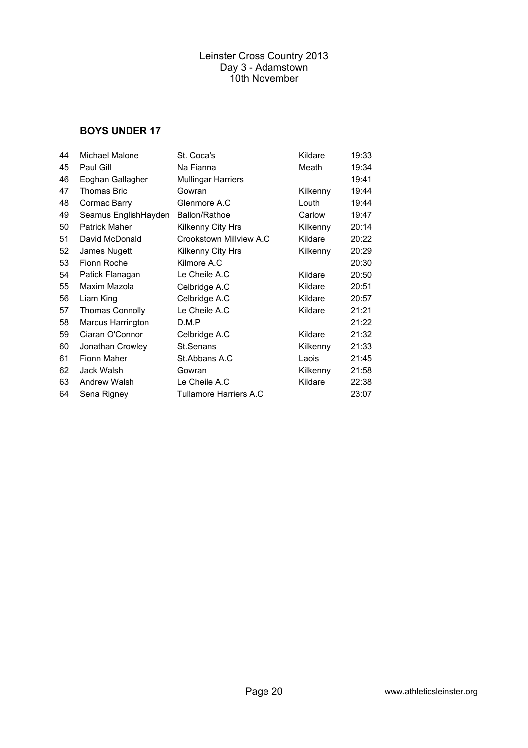Leinster Cross Country 2013
Day 3 - Adamstown
10th November

## BOYS UNDER 17

| | | | | |
|---|---|---|---|---|
| 44 | Michael Malone | St. Coca's | Kildare | 19:33 |
| 45 | Paul Gill | Na Fianna | Meath | 19:34 |
| 46 | Eoghan Gallagher | Mullingar Harriers | | 19:41 |
| 47 | Thomas Bric | Gowran | Kilkenny | 19:44 |
| 48 | Cormac Barry | Glenmore A.C | Louth | 19:44 |
| 49 | Seamus EnglishHayden | Ballon/Rathoe | Carlow | 19:47 |
| 50 | Patrick Maher | Kilkenny City Hrs | Kilkenny | 20:14 |
| 51 | David McDonald | Crookstown Millview A.C | Kildare | 20:22 |
| 52 | James Nugett | Kilkenny City Hrs | Kilkenny | 20:29 |
| 53 | Fionn Roche | Kilmore A.C | | 20:30 |
| 54 | Patick Flanagan | Le Cheile A.C | Kildare | 20:50 |
| 55 | Maxim Mazola | Celbridge A.C | Kildare | 20:51 |
| 56 | Liam King | Celbridge A.C | Kildare | 20:57 |
| 57 | Thomas Connolly | Le Cheile A.C | Kildare | 21:21 |
| 58 | Marcus Harrington | D.M.P | | 21:22 |
| 59 | Ciaran O'Connor | Celbridge A.C | Kildare | 21:32 |
| 60 | Jonathan Crowley | St.Senans | Kilkenny | 21:33 |
| 61 | Fionn Maher | St.Abbans A.C | Laois | 21:45 |
| 62 | Jack Walsh | Gowran | Kilkenny | 21:58 |
| 63 | Andrew Walsh | Le Cheile A.C | Kildare | 22:38 |
| 64 | Sena Rigney | Tullamore Harriers A.C | | 23:07 |

www.athleticsleinster.org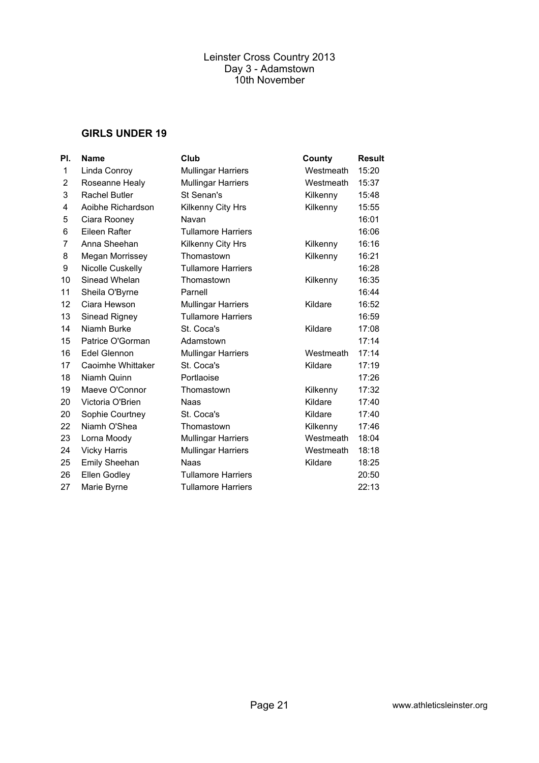Leinster Cross Country 2013
Day 3 - Adamstown
10th November

## GIRLS UNDER 19

| Pl. | Name | Club | County | Result |
|---|---|---|---|---|
| 1 | Linda Conroy | Mullingar Harriers | Westmeath | 15:20 |
| 2 | Roseanne Healy | Mullingar Harriers | Westmeath | 15:37 |
| 3 | Rachel Butler | St Senan's | Kilkenny | 15:48 |
| 4 | Aoibhe Richardson | Kilkenny City Hrs | Kilkenny | 15:55 |
| 5 | Ciara Rooney | Navan | | 16:01 |
| 6 | Eileen Rafter | Tullamore Harriers | | 16:06 |
| 7 | Anna Sheehan | Kilkenny City Hrs | Kilkenny | 16:16 |
| 8 | Megan Morrissey | Thomastown | Kilkenny | 16:21 |
| 9 | Nicolle Cuskelly | Tullamore Harriers | | 16:28 |
| 10 | Sinead Whelan | Thomastown | Kilkenny | 16:35 |
| 11 | Sheila O'Byrne | Parnell | | 16:44 |
| 12 | Ciara Hewson | Mullingar Harriers | Kildare | 16:52 |
| 13 | Sinead Rigney | Tullamore Harriers | | 16:59 |
| 14 | Niamh Burke | St. Coca's | Kildare | 17:08 |
| 15 | Patrice O'Gorman | Adamstown | | 17:14 |
| 16 | Edel Glennon | Mullingar Harriers | Westmeath | 17:14 |
| 17 | Caoimhe Whittaker | St. Coca's | Kildare | 17:19 |
| 18 | Niamh Quinn | Portlaoise | | 17:26 |
| 19 | Maeve O'Connor | Thomastown | Kilkenny | 17:32 |
| 20 | Victoria O'Brien | Naas | Kildare | 17:40 |
| 20 | Sophie Courtney | St. Coca's | Kildare | 17:40 |
| 22 | Niamh O'Shea | Thomastown | Kilkenny | 17:46 |
| 23 | Lorna Moody | Mullingar Harriers | Westmeath | 18:04 |
| 24 | Vicky Harris | Mullingar Harriers | Westmeath | 18:18 |
| 25 | Emily Sheehan | Naas | Kildare | 18:25 |
| 26 | Ellen Godley | Tullamore Harriers | | 20:50 |
| 27 | Marie Byrne | Tullamore Harriers | | 22:13 |

www.athleticsleinster.org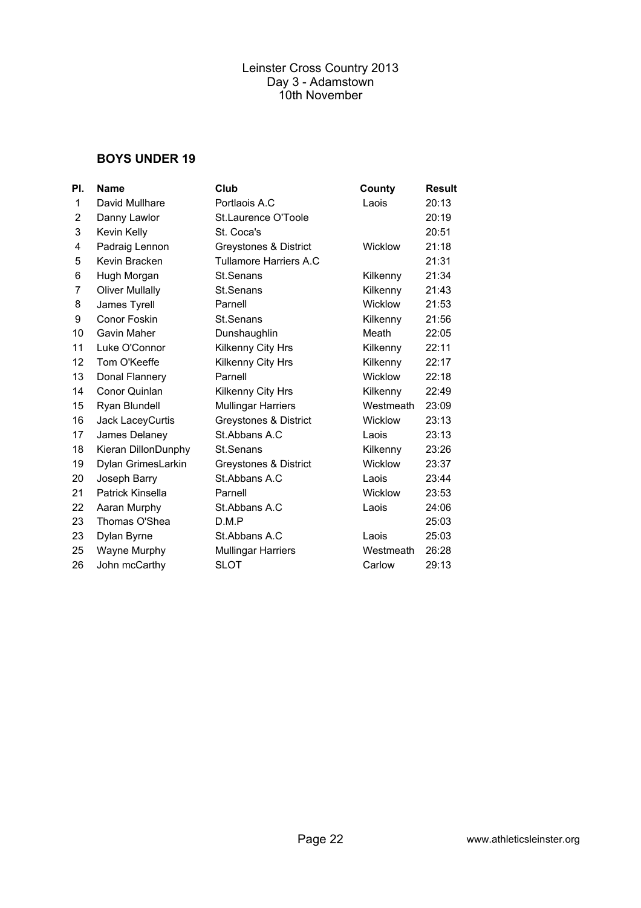Leinster Cross Country 2013
Day 3 - Adamstown
10th November

### BOYS UNDER 19

| Pl. | Name | Club | County | Result |
|---|---|---|---|---|
| 1 | David Mullhare | Portlaois A.C | Laois | 20:13 |
| 2 | Danny Lawlor | St.Laurence O'Toole | | 20:19 |
| 3 | Kevin Kelly | St. Coca's | | 20:51 |
| 4 | Padraig Lennon | Greystones & District | Wicklow | 21:18 |
| 5 | Kevin Bracken | Tullamore Harriers A.C | | 21:31 |
| 6 | Hugh Morgan | St.Senans | Kilkenny | 21:34 |
| 7 | Oliver Mullally | St.Senans | Kilkenny | 21:43 |
| 8 | James Tyrell | Parnell | Wicklow | 21:53 |
| 9 | Conor Foskin | St.Senans | Kilkenny | 21:56 |
| 10 | Gavin Maher | Dunshaughlin | Meath | 22:05 |
| 11 | Luke O'Connor | Kilkenny City Hrs | Kilkenny | 22:11 |
| 12 | Tom O'Keeffe | Kilkenny City Hrs | Kilkenny | 22:17 |
| 13 | Donal Flannery | Parnell | Wicklow | 22:18 |
| 14 | Conor Quinlan | Kilkenny City Hrs | Kilkenny | 22:49 |
| 15 | Ryan Blundell | Mullingar Harriers | Westmeath | 23:09 |
| 16 | Jack LaceyCurtis | Greystones & District | Wicklow | 23:13 |
| 17 | James Delaney | St.Abbans A.C | Laois | 23:13 |
| 18 | Kieran DillonDunphy | St.Senans | Kilkenny | 23:26 |
| 19 | Dylan GrimesLarkin | Greystones & District | Wicklow | 23:37 |
| 20 | Joseph Barry | St.Abbans A.C | Laois | 23:44 |
| 21 | Patrick Kinsella | Parnell | Wicklow | 23:53 |
| 22 | Aaran Murphy | St.Abbans A.C | Laois | 24:06 |
| 23 | Thomas O'Shea | D.M.P | | 25:03 |
| 23 | Dylan Byrne | St.Abbans A.C | Laois | 25:03 |
| 25 | Wayne Murphy | Mullingar Harriers | Westmeath | 26:28 |
| 26 | John mcCarthy | SLOT | Carlow | 29:13 |

www.athleticsleinster.org